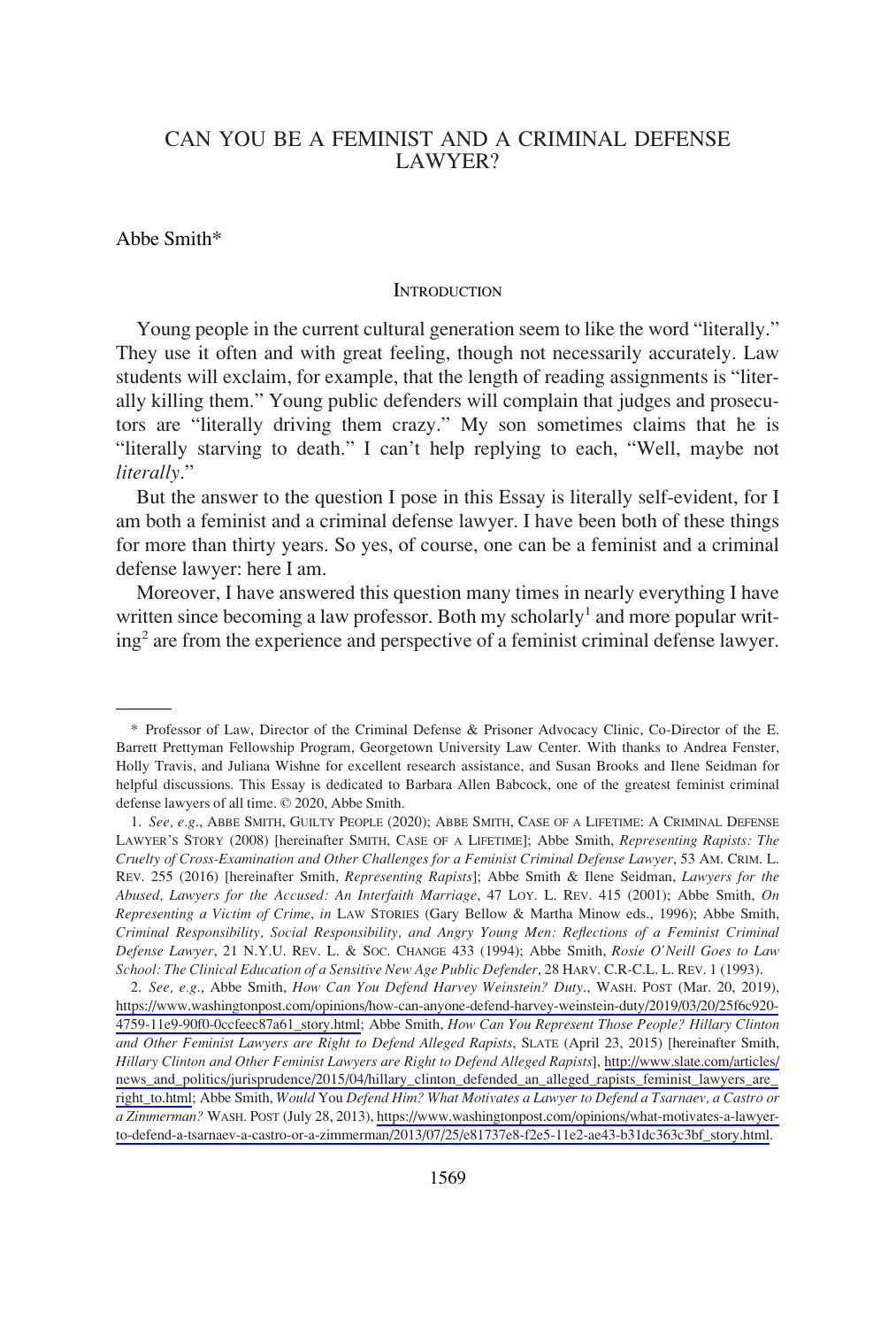# CAN YOU BE A FEMINIST AND A CRIMINAL DEFENSE LAWYER?

Abbe Smith*

## Introduction

Young people in the current cultural generation seem to like the word "literally." They use it often and with great feeling, though not necessarily accurately. Law students will exclaim, for example, that the length of reading assignments is "literally killing them." Young public defenders will complain that judges and prosecutors are "literally driving them crazy." My son sometimes claims that he is "literally starving to death." I can't help replying to each, "Well, maybe not *literally*."

But the answer to the question I pose in this Essay is literally self-evident, for I am both a feminist and a criminal defense lawyer. I have been both of these things for more than thirty years. So yes, of course, one can be a feminist and a criminal defense lawyer: here I am.

Moreover, I have answered this question many times in nearly everything I have written since becoming a law professor. Both my scholarly[1] and more popular writing[2] are from the experience and perspective of a feminist criminal defense lawyer.

---

\* Professor of Law, Director of the Criminal Defense & Prisoner Advocacy Clinic, Co-Director of the E. Barrett Prettyman Fellowship Program, Georgetown University Law Center. With thanks to Andrea Fenster, Holly Travis, and Juliana Wishne for excellent research assistance, and Susan Brooks and Ilene Seidman for helpful discussions. This Essay is dedicated to Barbara Allen Babcock, one of the greatest feminist criminal defense lawyers of all time. © 2020, Abbe Smith.

1. *See, e.g.*, ABBE SMITH, GUILTY PEOPLE (2020); ABBE SMITH, CASE OF A LIFETIME: A CRIMINAL DEFENSE LAWYER'S STORY (2008) [hereinafter SMITH, CASE OF A LIFETIME]; Abbe Smith, *Representing Rapists: The Cruelty of Cross-Examination and Other Challenges for a Feminist Criminal Defense Lawyer*, 53 AM. CRIM. L. REV. 255 (2016) [hereinafter Smith, *Representing Rapists*]; Abbe Smith & Ilene Seidman, *Lawyers for the Abused, Lawyers for the Accused: An Interfaith Marriage*, 47 LOY. L. REV. 415 (2001); Abbe Smith, *On Representing a Victim of Crime*, *in* LAW STORIES (Gary Bellow & Martha Minow eds., 1996); Abbe Smith, *Criminal Responsibility, Social Responsibility, and Angry Young Men: Reflections of a Feminist Criminal Defense Lawyer*, 21 N.Y.U. REV. L. & SOC. CHANGE 433 (1994); Abbe Smith, *Rosie O'Neill Goes to Law School: The Clinical Education of a Sensitive New Age Public Defender*, 28 HARV. C.R-C.L. L. REV. 1 (1993).

2. *See, e.g.*, Abbe Smith, *How Can You Defend Harvey Weinstein? Duty.*, WASH. POST (Mar. 20, 2019), https://www.washingtonpost.com/opinions/how-can-anyone-defend-harvey-weinstein-duty/2019/03/20/25f6c920-4759-11e9-90f0-0ccfeec87a61_story.html; Abbe Smith, *How Can You Represent Those People? Hillary Clinton and Other Feminist Lawyers are Right to Defend Alleged Rapists*, SLATE (April 23, 2015) [hereinafter Smith, *Hillary Clinton and Other Feminist Lawyers are Right to Defend Alleged Rapists*], http://www.slate.com/articles/news_and_politics/jurisprudence/2015/04/hillary_clinton_defended_an_alleged_rapists_feminist_lawyers_are_right_to.html; Abbe Smith, *Would You Defend Him? What Motivates a Lawyer to Defend a Tsarnaev, a Castro or a Zimmerman?* WASH. POST (July 28, 2013), https://www.washingtonpost.com/opinions/what-motivates-a-lawyer-to-defend-a-tsarnaev-a-castro-or-a-zimmerman/2013/07/25/e81737e8-f2e5-11e2-ae43-b31dc363c3bf_story.html.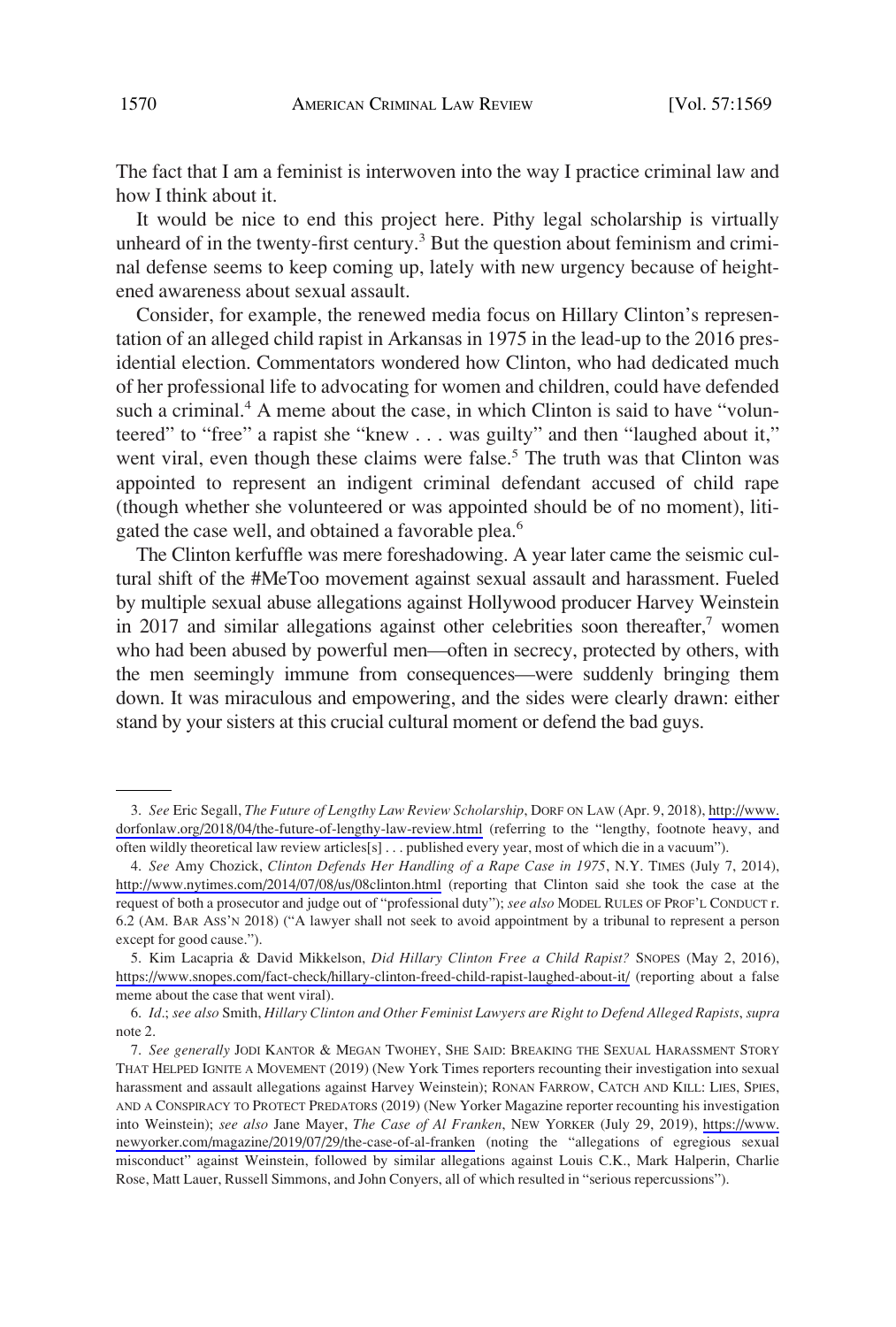The fact that I am a feminist is interwoven into the way I practice criminal law and how I think about it.

It would be nice to end this project here. Pithy legal scholarship is virtually unheard of in the twenty-first century.[3] But the question about feminism and criminal defense seems to keep coming up, lately with new urgency because of heightened awareness about sexual assault.

Consider, for example, the renewed media focus on Hillary Clinton's representation of an alleged child rapist in Arkansas in 1975 in the lead-up to the 2016 presidential election. Commentators wondered how Clinton, who had dedicated much of her professional life to advocating for women and children, could have defended such a criminal.[4] A meme about the case, in which Clinton is said to have "volunteered" to "free" a rapist she "knew . . . was guilty" and then "laughed about it," went viral, even though these claims were false.[5] The truth was that Clinton was appointed to represent an indigent criminal defendant accused of child rape (though whether she volunteered or was appointed should be of no moment), litigated the case well, and obtained a favorable plea.[6]

The Clinton kerfuffle was mere foreshadowing. A year later came the seismic cultural shift of the #MeToo movement against sexual assault and harassment. Fueled by multiple sexual abuse allegations against Hollywood producer Harvey Weinstein in 2017 and similar allegations against other celebrities soon thereafter,[7] women who had been abused by powerful men—often in secrecy, protected by others, with the men seemingly immune from consequences—were suddenly bringing them down. It was miraculous and empowering, and the sides were clearly drawn: either stand by your sisters at this crucial cultural moment or defend the bad guys.

---

3. *See* Eric Segall, *The Future of Lengthy Law Review Scholarship*, DORF ON LAW (Apr. 9, 2018), http://www.dorfonlaw.org/2018/04/the-future-of-lengthy-law-review.html (referring to the "lengthy, footnote heavy, and often wildly theoretical law review articles[s] . . . published every year, most of which die in a vacuum").

4. *See* Amy Chozick, *Clinton Defends Her Handling of a Rape Case in 1975*, N.Y. TIMES (July 7, 2014), http://www.nytimes.com/2014/07/08/us/08clinton.html (reporting that Clinton said she took the case at the request of both a prosecutor and judge out of "professional duty"); *see also* MODEL RULES OF PROF'L CONDUCT r. 6.2 (AM. BAR ASS'N 2018) ("A lawyer shall not seek to avoid appointment by a tribunal to represent a person except for good cause.").

5. Kim Lacapria & David Mikkelson, *Did Hillary Clinton Free a Child Rapist?* SNOPES (May 2, 2016), https://www.snopes.com/fact-check/hillary-clinton-freed-child-rapist-laughed-about-it/ (reporting about a false meme about the case that went viral).

6. *Id.*; *see also* Smith, *Hillary Clinton and Other Feminist Lawyers are Right to Defend Alleged Rapists*, *supra* note 2.

7. *See generally* JODI KANTOR & MEGAN TWOHEY, SHE SAID: BREAKING THE SEXUAL HARASSMENT STORY THAT HELPED IGNITE A MOVEMENT (2019) (New York Times reporters recounting their investigation into sexual harassment and assault allegations against Harvey Weinstein); RONAN FARROW, CATCH AND KILL: LIES, SPIES, AND A CONSPIRACY TO PROTECT PREDATORS (2019) (New Yorker Magazine reporter recounting his investigation into Weinstein); *see also* Jane Mayer, *The Case of Al Franken*, NEW YORKER (July 29, 2019), https://www.newyorker.com/magazine/2019/07/29/the-case-of-al-franken (noting the "allegations of egregious sexual misconduct" against Weinstein, followed by similar allegations against Louis C.K., Mark Halperin, Charlie Rose, Matt Lauer, Russell Simmons, and John Conyers, all of which resulted in "serious repercussions").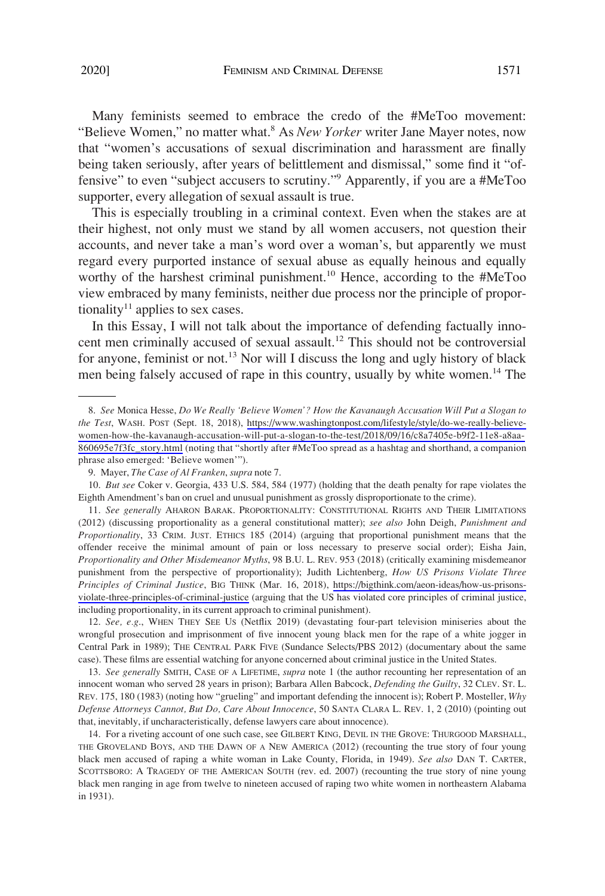Many feminists seemed to embrace the credo of the #MeToo movement: "Believe Women," no matter what.[8] As *New Yorker* writer Jane Mayer notes, now that "women's accusations of sexual discrimination and harassment are finally being taken seriously, after years of belittlement and dismissal," some find it "offensive" to even "subject accusers to scrutiny."[9] Apparently, if you are a #MeToo supporter, every allegation of sexual assault is true.

This is especially troubling in a criminal context. Even when the stakes are at their highest, not only must we stand by all women accusers, not question their accounts, and never take a man's word over a woman's, but apparently we must regard every purported instance of sexual abuse as equally heinous and equally worthy of the harshest criminal punishment.[10] Hence, according to the #MeToo view embraced by many feminists, neither due process nor the principle of proportionality[11] applies to sex cases.

In this Essay, I will not talk about the importance of defending factually innocent men criminally accused of sexual assault.[12] This should not be controversial for anyone, feminist or not.[13] Nor will I discuss the long and ugly history of black men being falsely accused of rape in this country, usually by white women.[14] The

---

8. *See* Monica Hesse, *Do We Really 'Believe Women'? How the Kavanaugh Accusation Will Put a Slogan to the Test*, WASH. POST (Sept. 18, 2018), https://www.washingtonpost.com/lifestyle/style/do-we-really-believe-women-how-the-kavanaugh-accusation-will-put-a-slogan-to-the-test/2018/09/16/c8a7405e-b9f2-11e8-a8aa-860695e7f3fc_story.html (noting that "shortly after #MeToo spread as a hashtag and shorthand, a companion phrase also emerged: 'Believe women'").

9. Mayer, *The Case of Al Franken*, *supra* note 7.

10. *But see* Coker v. Georgia, 433 U.S. 584, 584 (1977) (holding that the death penalty for rape violates the Eighth Amendment's ban on cruel and unusual punishment as grossly disproportionate to the crime).

11. *See generally* AHARON BARAK. PROPORTIONALITY: CONSTITUTIONAL RIGHTS AND THEIR LIMITATIONS (2012) (discussing proportionality as a general constitutional matter); *see also* John Deigh, *Punishment and Proportionality*, 33 CRIM. JUST. ETHICS 185 (2014) (arguing that proportional punishment means that the offender receive the minimal amount of pain or loss necessary to preserve social order); Eisha Jain, *Proportionality and Other Misdemeanor Myths*, 98 B.U. L. REV. 953 (2018) (critically examining misdemeanor punishment from the perspective of proportionality); Judith Lichtenberg, *How US Prisons Violate Three Principles of Criminal Justice*, BIG THINK (Mar. 16, 2018), https://bigthink.com/aeon-ideas/how-us-prisons-violate-three-principles-of-criminal-justice (arguing that the US has violated core principles of criminal justice, including proportionality, in its current approach to criminal punishment).

12. *See, e.g.*, WHEN THEY SEE US (Netflix 2019) (devastating four-part television miniseries about the wrongful prosecution and imprisonment of five innocent young black men for the rape of a white jogger in Central Park in 1989); THE CENTRAL PARK FIVE (Sundance Selects/PBS 2012) (documentary about the same case). These films are essential watching for anyone concerned about criminal justice in the United States.

13. *See generally* SMITH, CASE OF A LIFETIME, *supra* note 1 (the author recounting her representation of an innocent woman who served 28 years in prison); Barbara Allen Babcock, *Defending the Guilty*, 32 CLEV. ST. L. REV. 175, 180 (1983) (noting how "grueling" and important defending the innocent is); Robert P. Mosteller, *Why Defense Attorneys Cannot, But Do, Care About Innocence*, 50 SANTA CLARA L. REV. 1, 2 (2010) (pointing out that, inevitably, if uncharacteristically, defense lawyers care about innocence).

14. For a riveting account of one such case, see GILBERT KING, DEVIL IN THE GROVE: THURGOOD MARSHALL, THE GROVELAND BOYS, AND THE DAWN OF A NEW AMERICA (2012) (recounting the true story of four young black men accused of raping a white woman in Lake County, Florida, in 1949). *See also* DAN T. CARTER, SCOTTSBORO: A TRAGEDY OF THE AMERICAN SOUTH (rev. ed. 2007) (recounting the true story of nine young black men ranging in age from twelve to nineteen accused of raping two white women in northeastern Alabama in 1931).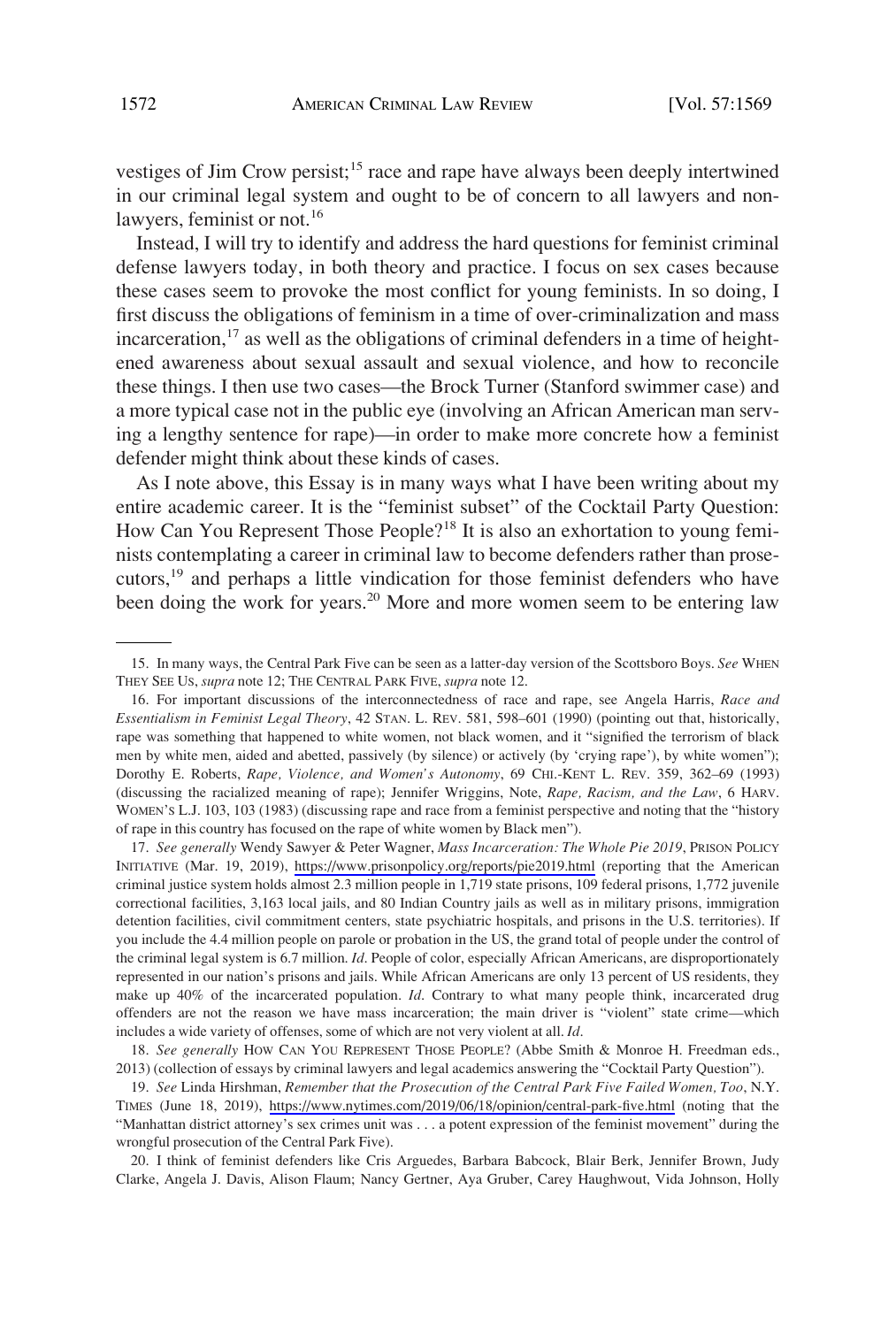vestiges of Jim Crow persist;[15] race and rape have always been deeply intertwined in our criminal legal system and ought to be of concern to all lawyers and non-lawyers, feminist or not.[16]

Instead, I will try to identify and address the hard questions for feminist criminal defense lawyers today, in both theory and practice. I focus on sex cases because these cases seem to provoke the most conflict for young feminists. In so doing, I first discuss the obligations of feminism in a time of over-criminalization and mass incarceration,[17] as well as the obligations of criminal defenders in a time of heightened awareness about sexual assault and sexual violence, and how to reconcile these things. I then use two cases—the Brock Turner (Stanford swimmer case) and a more typical case not in the public eye (involving an African American man serving a lengthy sentence for rape)—in order to make more concrete how a feminist defender might think about these kinds of cases.

As I note above, this Essay is in many ways what I have been writing about my entire academic career. It is the "feminist subset" of the Cocktail Party Question: How Can You Represent Those People?[18] It is also an exhortation to young feminists contemplating a career in criminal law to become defenders rather than prosecutors,[19] and perhaps a little vindication for those feminist defenders who have been doing the work for years.[20] More and more women seem to be entering law

---

15. In many ways, the Central Park Five can be seen as a latter-day version of the Scottsboro Boys. *See* WHEN THEY SEE US, *supra* note 12; THE CENTRAL PARK FIVE, *supra* note 12.

16. For important discussions of the interconnectedness of race and rape, see Angela Harris, *Race and Essentialism in Feminist Legal Theory*, 42 STAN. L. REV. 581, 598–601 (1990) (pointing out that, historically, rape was something that happened to white women, not black women, and it "signified the terrorism of black men by white men, aided and abetted, passively (by silence) or actively (by 'crying rape'), by white women"); Dorothy E. Roberts, *Rape, Violence, and Women's Autonomy*, 69 CHI.-KENT L. REV. 359, 362–69 (1993) (discussing the racialized meaning of rape); Jennifer Wriggins, Note, *Rape, Racism, and the Law*, 6 HARV. WOMEN'S L.J. 103, 103 (1983) (discussing rape and race from a feminist perspective and noting that the "history of rape in this country has focused on the rape of white women by Black men").

17. *See generally* Wendy Sawyer & Peter Wagner, *Mass Incarceration: The Whole Pie 2019*, PRISON POLICY INITIATIVE (Mar. 19, 2019), https://www.prisonpolicy.org/reports/pie2019.html (reporting that the American criminal justice system holds almost 2.3 million people in 1,719 state prisons, 109 federal prisons, 1,772 juvenile correctional facilities, 3,163 local jails, and 80 Indian Country jails as well as in military prisons, immigration detention facilities, civil commitment centers, state psychiatric hospitals, and prisons in the U.S. territories). If you include the 4.4 million people on parole or probation in the US, the grand total of people under the control of the criminal legal system is 6.7 million. *Id*. People of color, especially African Americans, are disproportionately represented in our nation's prisons and jails. While African Americans are only 13 percent of US residents, they make up 40% of the incarcerated population. *Id*. Contrary to what many people think, incarcerated drug offenders are not the reason we have mass incarceration; the main driver is "violent" state crime—which includes a wide variety of offenses, some of which are not very violent at all. *Id*.

18. *See generally* HOW CAN YOU REPRESENT THOSE PEOPLE? (Abbe Smith & Monroe H. Freedman eds., 2013) (collection of essays by criminal lawyers and legal academics answering the "Cocktail Party Question").

19. *See* Linda Hirshman, *Remember that the Prosecution of the Central Park Five Failed Women, Too*, N.Y. TIMES (June 18, 2019), https://www.nytimes.com/2019/06/18/opinion/central-park-five.html (noting that the "Manhattan district attorney's sex crimes unit was . . . a potent expression of the feminist movement" during the wrongful prosecution of the Central Park Five).

20. I think of feminist defenders like Cris Arguedes, Barbara Babcock, Blair Berk, Jennifer Brown, Judy Clarke, Angela J. Davis, Alison Flaum; Nancy Gertner, Aya Gruber, Carey Haughwout, Vida Johnson, Holly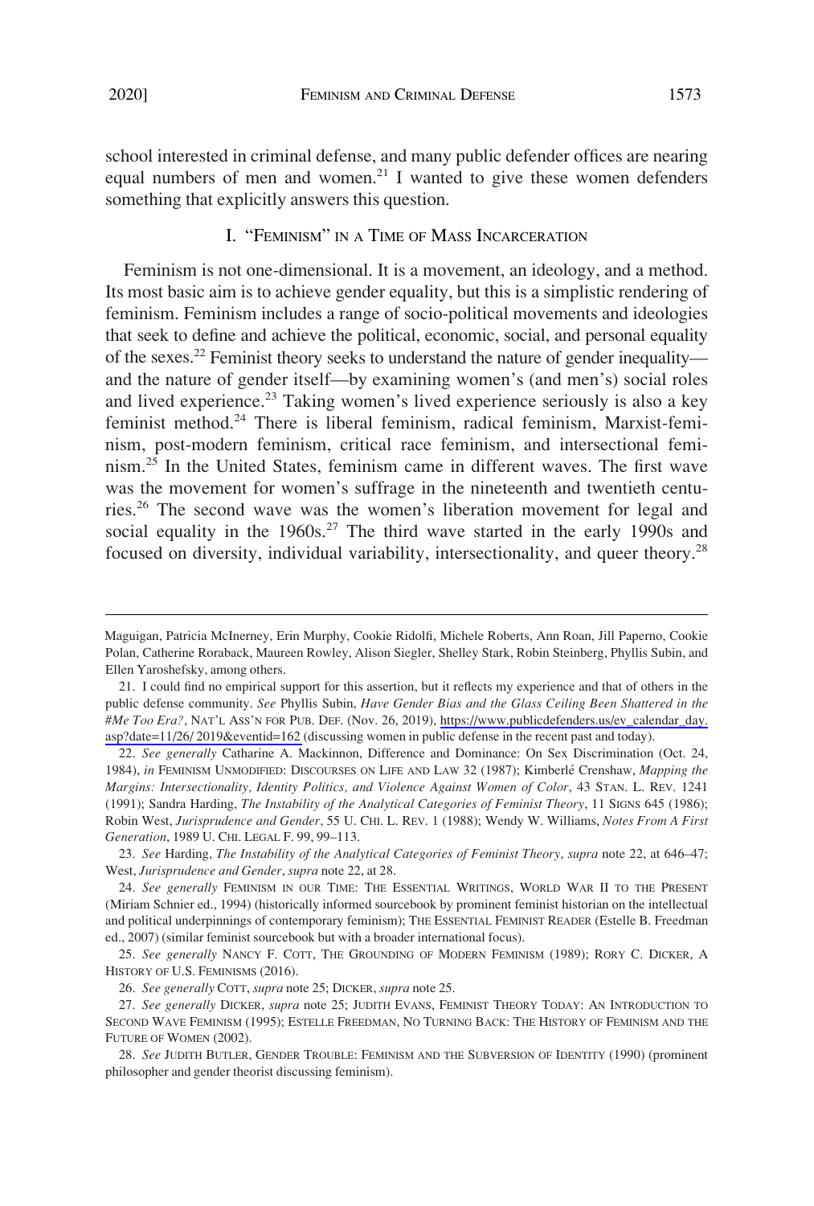school interested in criminal defense, and many public defender offices are nearing equal numbers of men and women.[21] I wanted to give these women defenders something that explicitly answers this question.

## I. "FEMINISM" IN A TIME OF MASS INCARCERATION

Feminism is not one-dimensional. It is a movement, an ideology, and a method. Its most basic aim is to achieve gender equality, but this is a simplistic rendering of feminism. Feminism includes a range of socio-political movements and ideologies that seek to define and achieve the political, economic, social, and personal equality of the sexes.[22] Feminist theory seeks to understand the nature of gender inequality—and the nature of gender itself—by examining women's (and men's) social roles and lived experience.[23] Taking women's lived experience seriously is also a key feminist method.[24] There is liberal feminism, radical feminism, Marxist-feminism, post-modern feminism, critical race feminism, and intersectional feminism.[25] In the United States, feminism came in different waves. The first wave was the movement for women's suffrage in the nineteenth and twentieth centuries.[26] The second wave was the women's liberation movement for legal and social equality in the 1960s.[27] The third wave started in the early 1990s and focused on diversity, individual variability, intersectionality, and queer theory.[28]

---

Maguigan, Patricia McInerney, Erin Murphy, Cookie Ridolfi, Michele Roberts, Ann Roan, Jill Paperno, Cookie Polan, Catherine Roraback, Maureen Rowley, Alison Siegler, Shelley Stark, Robin Steinberg, Phyllis Subin, and Ellen Yaroshefsky, among others.

21. I could find no empirical support for this assertion, but it reflects my experience and that of others in the public defense community. *See* Phyllis Subin, *Have Gender Bias and the Glass Ceiling Been Shattered in the #Me Too Era?*, NAT'L ASS'N FOR PUB. DEF. (Nov. 26, 2019), https://www.publicdefenders.us/ev_calendar_day.asp?date=11/26/ 2019&eventid=162 (discussing women in public defense in the recent past and today).

22. *See generally* Catharine A. Mackinnon, Difference and Dominance: On Sex Discrimination (Oct. 24, 1984), *in* FEMINISM UNMODIFIED: DISCOURSES ON LIFE AND LAW 32 (1987); Kimberlé Crenshaw, *Mapping the Margins: Intersectionality, Identity Politics, and Violence Against Women of Color*, 43 STAN. L. REV. 1241 (1991); Sandra Harding, *The Instability of the Analytical Categories of Feminist Theory*, 11 SIGNS 645 (1986); Robin West, *Jurisprudence and Gender*, 55 U. CHI. L. REV. 1 (1988); Wendy W. Williams, *Notes From A First Generation*, 1989 U. CHI. LEGAL F. 99, 99–113.

23. *See* Harding, *The Instability of the Analytical Categories of Feminist Theory*, *supra* note 22, at 646–47; West, *Jurisprudence and Gender*, *supra* note 22, at 28.

24. *See generally* FEMINISM IN OUR TIME: THE ESSENTIAL WRITINGS, WORLD WAR II TO THE PRESENT (Miriam Schnier ed., 1994) (historically informed sourcebook by prominent feminist historian on the intellectual and political underpinnings of contemporary feminism); THE ESSENTIAL FEMINIST READER (Estelle B. Freedman ed., 2007) (similar feminist sourcebook but with a broader international focus).

25. *See generally* NANCY F. COTT, THE GROUNDING OF MODERN FEMINISM (1989); RORY C. DICKER, A HISTORY OF U.S. FEMINISMS (2016).

26. *See generally* COTT, *supra* note 25; DICKER, *supra* note 25.

27. *See generally* DICKER, *supra* note 25; JUDITH EVANS, FEMINIST THEORY TODAY: AN INTRODUCTION TO SECOND WAVE FEMINISM (1995); ESTELLE FREEDMAN, NO TURNING BACK: THE HISTORY OF FEMINISM AND THE FUTURE OF WOMEN (2002).

28. *See* JUDITH BUTLER, GENDER TROUBLE: FEMINISM AND THE SUBVERSION OF IDENTITY (1990) (prominent philosopher and gender theorist discussing feminism).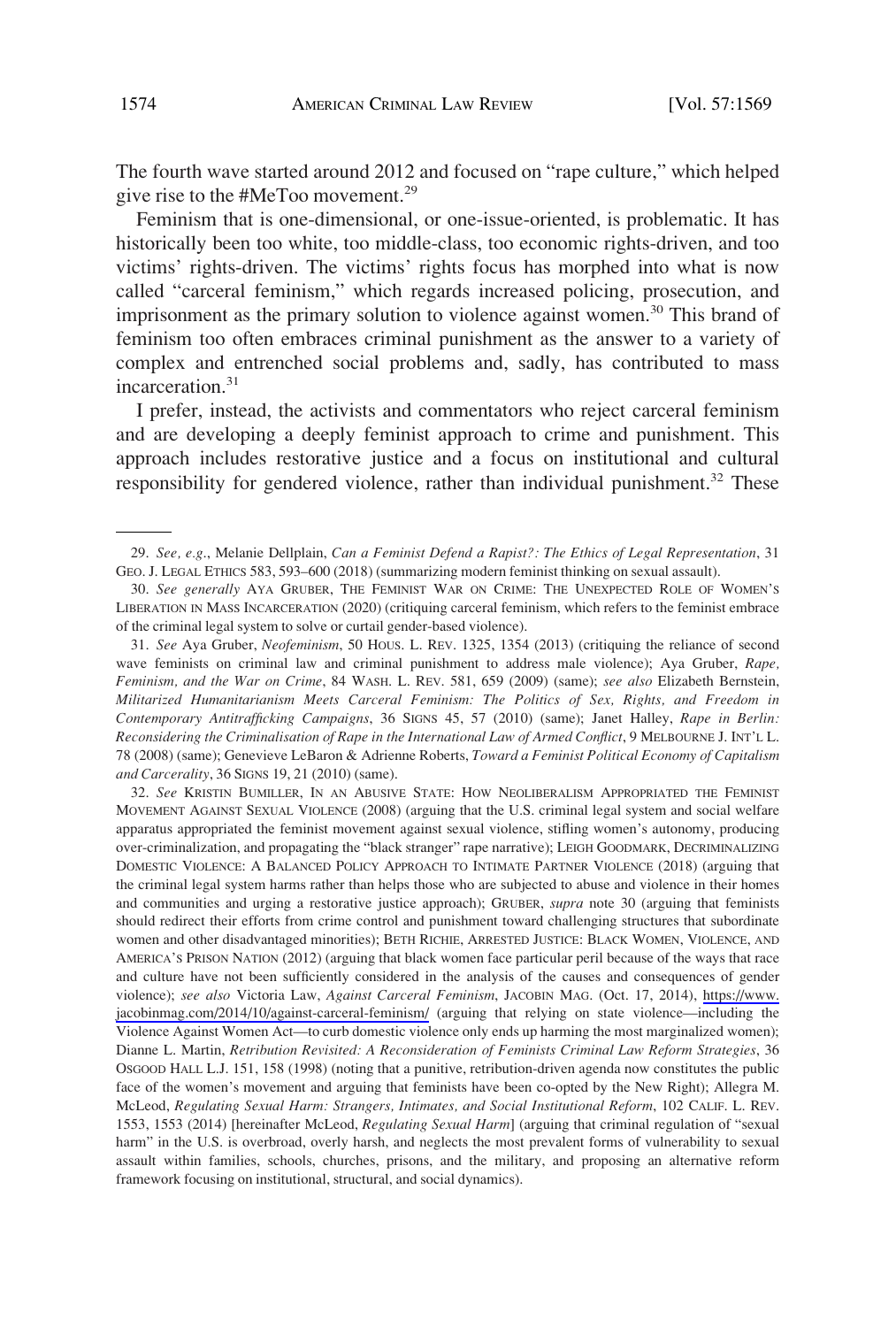The fourth wave started around 2012 and focused on "rape culture," which helped give rise to the #MeToo movement.[29]

Feminism that is one-dimensional, or one-issue-oriented, is problematic. It has historically been too white, too middle-class, too economic rights-driven, and too victims' rights-driven. The victims' rights focus has morphed into what is now called "carceral feminism," which regards increased policing, prosecution, and imprisonment as the primary solution to violence against women.[30] This brand of feminism too often embraces criminal punishment as the answer to a variety of complex and entrenched social problems and, sadly, has contributed to mass incarceration.[31]

I prefer, instead, the activists and commentators who reject carceral feminism and are developing a deeply feminist approach to crime and punishment. This approach includes restorative justice and a focus on institutional and cultural responsibility for gendered violence, rather than individual punishment.[32] These

---

29. *See, e.g.*, Melanie Dellplain, *Can a Feminist Defend a Rapist?: The Ethics of Legal Representation*, 31 GEO. J. LEGAL ETHICS 583, 593–600 (2018) (summarizing modern feminist thinking on sexual assault).

30. *See generally* AYA GRUBER, THE FEMINIST WAR ON CRIME: THE UNEXPECTED ROLE OF WOMEN'S LIBERATION IN MASS INCARCERATION (2020) (critiquing carceral feminism, which refers to the feminist embrace of the criminal legal system to solve or curtail gender-based violence).

31. *See* Aya Gruber, *Neofeminism*, 50 HOUS. L. REV. 1325, 1354 (2013) (critiquing the reliance of second wave feminists on criminal law and criminal punishment to address male violence); Aya Gruber, *Rape, Feminism, and the War on Crime*, 84 WASH. L. REV. 581, 659 (2009) (same); *see also* Elizabeth Bernstein, *Militarized Humanitarianism Meets Carceral Feminism: The Politics of Sex, Rights, and Freedom in Contemporary Antitrafficking Campaigns*, 36 SIGNS 45, 57 (2010) (same); Janet Halley, *Rape in Berlin: Reconsidering the Criminalisation of Rape in the International Law of Armed Conflict*, 9 MELBOURNE J. INT'L L. 78 (2008) (same); Genevieve LeBaron & Adrienne Roberts, *Toward a Feminist Political Economy of Capitalism and Carcerality*, 36 SIGNS 19, 21 (2010) (same).

32. *See* KRISTIN BUMILLER, IN AN ABUSIVE STATE: HOW NEOLIBERALISM APPROPRIATED THE FEMINIST MOVEMENT AGAINST SEXUAL VIOLENCE (2008) (arguing that the U.S. criminal legal system and social welfare apparatus appropriated the feminist movement against sexual violence, stifling women's autonomy, producing over-criminalization, and propagating the "black stranger" rape narrative); LEIGH GOODMARK, DECRIMINALIZING DOMESTIC VIOLENCE: A BALANCED POLICY APPROACH TO INTIMATE PARTNER VIOLENCE (2018) (arguing that the criminal legal system harms rather than helps those who are subjected to abuse and violence in their homes and communities and urging a restorative justice approach); GRUBER, *supra* note 30 (arguing that feminists should redirect their efforts from crime control and punishment toward challenging structures that subordinate women and other disadvantaged minorities); BETH RICHIE, ARRESTED JUSTICE: BLACK WOMEN, VIOLENCE, AND AMERICA'S PRISON NATION (2012) (arguing that black women face particular peril because of the ways that race and culture have not been sufficiently considered in the analysis of the causes and consequences of gender violence); *see also* Victoria Law, *Against Carceral Feminism*, JACOBIN MAG. (Oct. 17, 2014), https://www.jacobinmag.com/2014/10/against-carceral-feminism/ (arguing that relying on state violence—including the Violence Against Women Act—to curb domestic violence only ends up harming the most marginalized women); Dianne L. Martin, *Retribution Revisited: A Reconsideration of Feminists Criminal Law Reform Strategies*, 36 OSGOOD HALL L.J. 151, 158 (1998) (noting that a punitive, retribution-driven agenda now constitutes the public face of the women's movement and arguing that feminists have been co-opted by the New Right); Allegra M. McLeod, *Regulating Sexual Harm: Strangers, Intimates, and Social Institutional Reform*, 102 CALIF. L. REV. 1553, 1553 (2014) [hereinafter McLeod, *Regulating Sexual Harm*] (arguing that criminal regulation of "sexual harm" in the U.S. is overbroad, overly harsh, and neglects the most prevalent forms of vulnerability to sexual assault within families, schools, churches, prisons, and the military, and proposing an alternative reform framework focusing on institutional, structural, and social dynamics).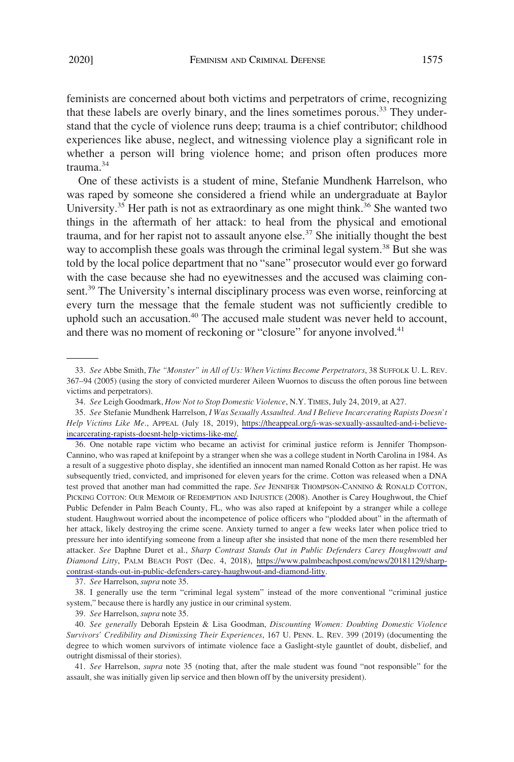feminists are concerned about both victims and perpetrators of crime, recognizing that these labels are overly binary, and the lines sometimes porous.[33] They understand that the cycle of violence runs deep; trauma is a chief contributor; childhood experiences like abuse, neglect, and witnessing violence play a significant role in whether a person will bring violence home; and prison often produces more trauma.[34]

One of these activists is a student of mine, Stefanie Mundhenk Harrelson, who was raped by someone she considered a friend while an undergraduate at Baylor University.[35] Her path is not as extraordinary as one might think.[36] She wanted two things in the aftermath of her attack: to heal from the physical and emotional trauma, and for her rapist not to assault anyone else.[37] She initially thought the best way to accomplish these goals was through the criminal legal system.[38] But she was told by the local police department that no "sane" prosecutor would ever go forward with the case because she had no eyewitnesses and the accused was claiming consent.[39] The University's internal disciplinary process was even worse, reinforcing at every turn the message that the female student was not sufficiently credible to uphold such an accusation.[40] The accused male student was never held to account, and there was no moment of reckoning or "closure" for anyone involved.[41]

---

33. *See* Abbe Smith, *The "Monster" in All of Us: When Victims Become Perpetrators*, 38 SUFFOLK U. L. REV. 367–94 (2005) (using the story of convicted murderer Aileen Wuornos to discuss the often porous line between victims and perpetrators).

34. *See* Leigh Goodmark, *How Not to Stop Domestic Violence*, N.Y. TIMES, July 24, 2019, at A27.

35. *See* Stefanie Mundhenk Harrelson, *I Was Sexually Assaulted. And I Believe Incarcerating Rapists Doesn't Help Victims Like Me*., APPEAL (July 18, 2019), https://theappeal.org/i-was-sexually-assaulted-and-i-believe-incarcerating-rapists-doesnt-help-victims-like-me/.

36. One notable rape victim who became an activist for criminal justice reform is Jennifer Thompson-Cannino, who was raped at knifepoint by a stranger when she was a college student in North Carolina in 1984. As a result of a suggestive photo display, she identified an innocent man named Ronald Cotton as her rapist. He was subsequently tried, convicted, and imprisoned for eleven years for the crime. Cotton was released when a DNA test proved that another man had committed the rape. *See* JENNIFER THOMPSON-CANNINO & RONALD COTTON, PICKING COTTON: OUR MEMOIR OF REDEMPTION AND INJUSTICE (2008). Another is Carey Houghwout, the Chief Public Defender in Palm Beach County, FL, who was also raped at knifepoint by a stranger while a college student. Haughwout worried about the incompetence of police officers who "plodded about" in the aftermath of her attack, likely destroying the crime scene. Anxiety turned to anger a few weeks later when police tried to pressure her into identifying someone from a lineup after she insisted that none of the men there resembled her attacker. *See* Daphne Duret et al., *Sharp Contrast Stands Out in Public Defenders Carey Houghwoutt and Diamond Litty*, PALM BEACH POST (Dec. 4, 2018), https://www.palmbeachpost.com/news/20181129/sharp-contrast-stands-out-in-public-defenders-carey-haughwout-and-diamond-litty.

37. *See* Harrelson, *supra* note 35.

38. I generally use the term "criminal legal system" instead of the more conventional "criminal justice system," because there is hardly any justice in our criminal system.

39. *See* Harrelson, *supra* note 35.

40. *See generally* Deborah Epstein & Lisa Goodman, *Discounting Women: Doubting Domestic Violence Survivors' Credibility and Dismissing Their Experiences*, 167 U. PENN. L. REV. 399 (2019) (documenting the degree to which women survivors of intimate violence face a Gaslight-style gauntlet of doubt, disbelief, and outright dismissal of their stories).

41. *See* Harrelson, *supra* note 35 (noting that, after the male student was found "not responsible" for the assault, she was initially given lip service and then blown off by the university president).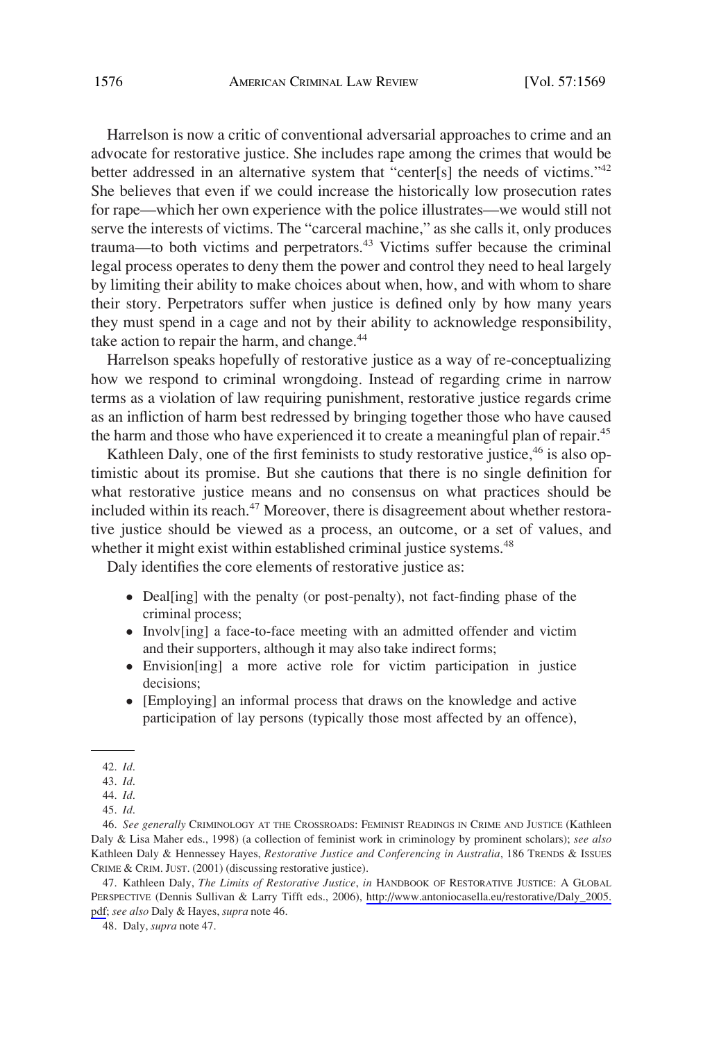Harrelson is now a critic of conventional adversarial approaches to crime and an advocate for restorative justice. She includes rape among the crimes that would be better addressed in an alternative system that "center[s] the needs of victims."[42] She believes that even if we could increase the historically low prosecution rates for rape—which her own experience with the police illustrates—we would still not serve the interests of victims. The "carceral machine," as she calls it, only produces trauma—to both victims and perpetrators.[43] Victims suffer because the criminal legal process operates to deny them the power and control they need to heal largely by limiting their ability to make choices about when, how, and with whom to share their story. Perpetrators suffer when justice is defined only by how many years they must spend in a cage and not by their ability to acknowledge responsibility, take action to repair the harm, and change.[44]

Harrelson speaks hopefully of restorative justice as a way of re-conceptualizing how we respond to criminal wrongdoing. Instead of regarding crime in narrow terms as a violation of law requiring punishment, restorative justice regards crime as an infliction of harm best redressed by bringing together those who have caused the harm and those who have experienced it to create a meaningful plan of repair.[45]

Kathleen Daly, one of the first feminists to study restorative justice,[46] is also optimistic about its promise. But she cautions that there is no single definition for what restorative justice means and no consensus on what practices should be included within its reach.[47] Moreover, there is disagreement about whether restorative justice should be viewed as a process, an outcome, or a set of values, and whether it might exist within established criminal justice systems.[48]

Daly identifies the core elements of restorative justice as:

- Deal[ing] with the penalty (or post-penalty), not fact-finding phase of the criminal process;
- Involv[ing] a face-to-face meeting with an admitted offender and victim and their supporters, although it may also take indirect forms;
- Envision[ing] a more active role for victim participation in justice decisions;
- [Employing] an informal process that draws on the knowledge and active participation of lay persons (typically those most affected by an offence),

---

42. *Id.*

43. *Id.*

44. *Id.*

45. *Id.*

46. *See generally* CRIMINOLOGY AT THE CROSSROADS: FEMINIST READINGS IN CRIME AND JUSTICE (Kathleen Daly & Lisa Maher eds., 1998) (a collection of feminist work in criminology by prominent scholars); *see also* Kathleen Daly & Hennessey Hayes, *Restorative Justice and Conferencing in Australia*, 186 TRENDS & ISSUES CRIME & CRIM. JUST. (2001) (discussing restorative justice).

47. Kathleen Daly, *The Limits of Restorative Justice*, *in* HANDBOOK OF RESTORATIVE JUSTICE: A GLOBAL PERSPECTIVE (Dennis Sullivan & Larry Tifft eds., 2006), http://www.antoniocasella.eu/restorative/Daly_2005.pdf; *see also* Daly & Hayes, *supra* note 46.

48. Daly, *supra* note 47.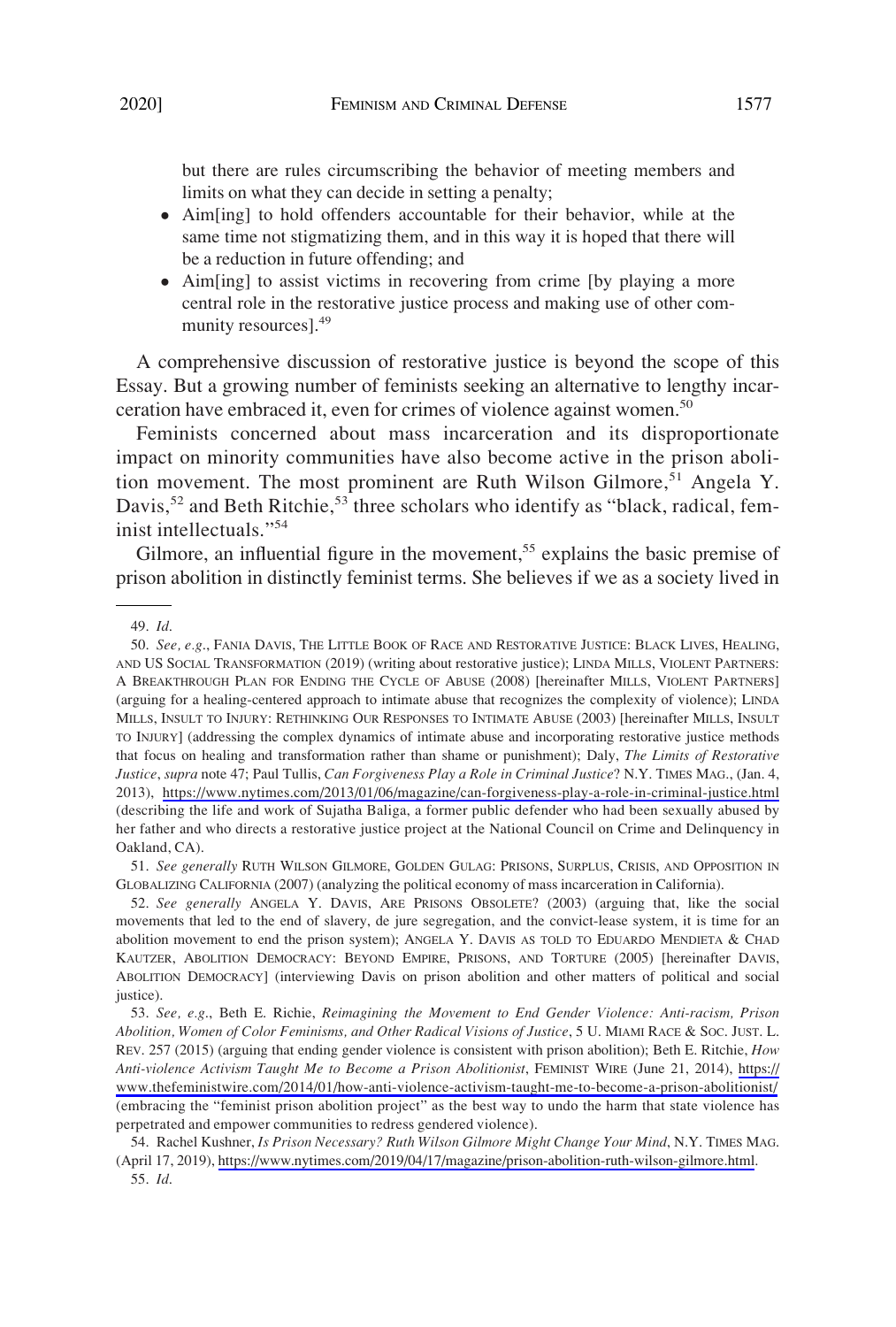but there are rules circumscribing the behavior of meeting members and limits on what they can decide in setting a penalty;

- Aim[ing] to hold offenders accountable for their behavior, while at the same time not stigmatizing them, and in this way it is hoped that there will be a reduction in future offending; and
- Aim[ing] to assist victims in recovering from crime [by playing a more central role in the restorative justice process and making use of other community resources].[49]

A comprehensive discussion of restorative justice is beyond the scope of this Essay. But a growing number of feminists seeking an alternative to lengthy incarceration have embraced it, even for crimes of violence against women.[50]

Feminists concerned about mass incarceration and its disproportionate impact on minority communities have also become active in the prison abolition movement. The most prominent are Ruth Wilson Gilmore,[51] Angela Y. Davis,[52] and Beth Ritchie,[53] three scholars who identify as "black, radical, feminist intellectuals."[54]

Gilmore, an influential figure in the movement,[55] explains the basic premise of prison abolition in distinctly feminist terms. She believes if we as a society lived in

---

49. *Id.*

50. *See, e.g.*, FANIA DAVIS, THE LITTLE BOOK OF RACE AND RESTORATIVE JUSTICE: BLACK LIVES, HEALING, AND US SOCIAL TRANSFORMATION (2019) (writing about restorative justice); LINDA MILLS, VIOLENT PARTNERS: A BREAKTHROUGH PLAN FOR ENDING THE CYCLE OF ABUSE (2008) [hereinafter MILLS, VIOLENT PARTNERS] (arguing for a healing-centered approach to intimate abuse that recognizes the complexity of violence); LINDA MILLS, INSULT TO INJURY: RETHINKING OUR RESPONSES TO INTIMATE ABUSE (2003) [hereinafter MILLS, INSULT TO INJURY] (addressing the complex dynamics of intimate abuse and incorporating restorative justice methods that focus on healing and transformation rather than shame or punishment); Daly, *The Limits of Restorative Justice*, *supra* note 47; Paul Tullis, *Can Forgiveness Play a Role in Criminal Justice*? N.Y. TIMES MAG., (Jan. 4, 2013), https://www.nytimes.com/2013/01/06/magazine/can-forgiveness-play-a-role-in-criminal-justice.html (describing the life and work of Sujatha Baliga, a former public defender who had been sexually abused by her father and who directs a restorative justice project at the National Council on Crime and Delinquency in Oakland, CA).

51. *See generally* RUTH WILSON GILMORE, GOLDEN GULAG: PRISONS, SURPLUS, CRISIS, AND OPPOSITION IN GLOBALIZING CALIFORNIA (2007) (analyzing the political economy of mass incarceration in California).

52. *See generally* ANGELA Y. DAVIS, ARE PRISONS OBSOLETE? (2003) (arguing that, like the social movements that led to the end of slavery, de jure segregation, and the convict-lease system, it is time for an abolition movement to end the prison system); ANGELA Y. DAVIS AS TOLD TO EDUARDO MENDIETA & CHAD KAUTZER, ABOLITION DEMOCRACY: BEYOND EMPIRE, PRISONS, AND TORTURE (2005) [hereinafter DAVIS, ABOLITION DEMOCRACY] (interviewing Davis on prison abolition and other matters of political and social justice).

53. *See, e.g.*, Beth E. Richie, *Reimagining the Movement to End Gender Violence: Anti-racism, Prison Abolition, Women of Color Feminisms, and Other Radical Visions of Justice*, 5 U. MIAMI RACE & SOC. JUST. L. REV. 257 (2015) (arguing that ending gender violence is consistent with prison abolition); Beth E. Ritchie, *How Anti-violence Activism Taught Me to Become a Prison Abolitionist*, FEMINIST WIRE (June 21, 2014), https://www.thefeministwire.com/2014/01/how-anti-violence-activism-taught-me-to-become-a-prison-abolitionist/ (embracing the "feminist prison abolition project" as the best way to undo the harm that state violence has perpetrated and empower communities to redress gendered violence).

54. Rachel Kushner, *Is Prison Necessary? Ruth Wilson Gilmore Might Change Your Mind*, N.Y. TIMES MAG. (April 17, 2019), https://www.nytimes.com/2019/04/17/magazine/prison-abolition-ruth-wilson-gilmore.html.

55. *Id.*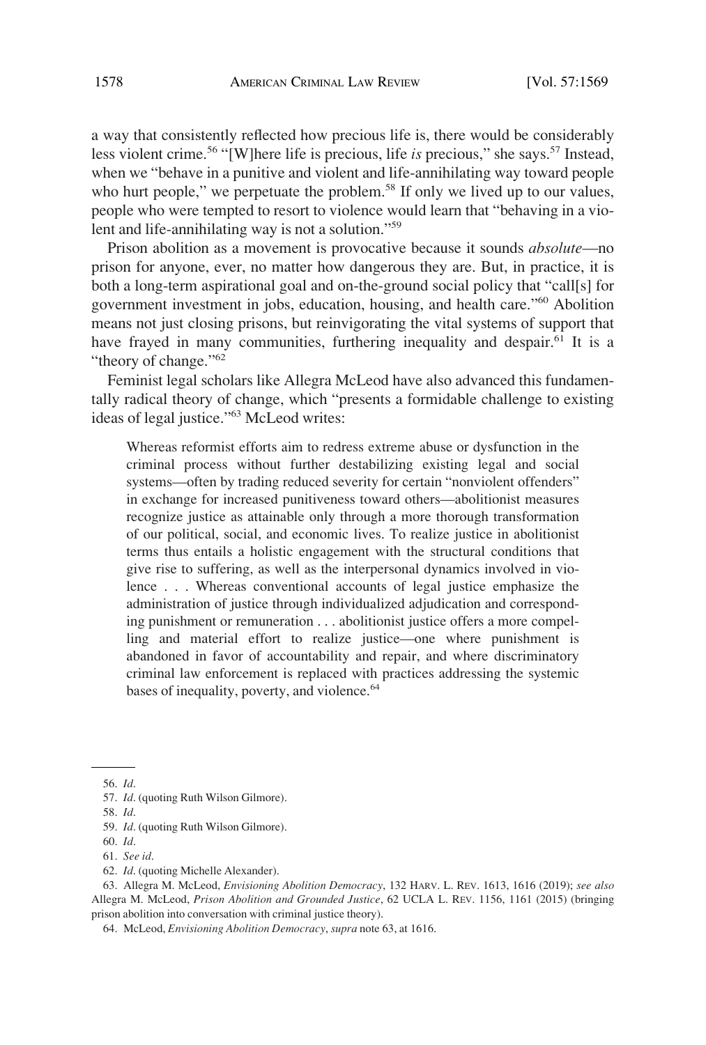a way that consistently reflected how precious life is, there would be considerably less violent crime.[56] "[W]here life is precious, life *is* precious," she says.[57] Instead, when we "behave in a punitive and violent and life-annihilating way toward people who hurt people," we perpetuate the problem.[58] If only we lived up to our values, people who were tempted to resort to violence would learn that "behaving in a violent and life-annihilating way is not a solution."[59]

Prison abolition as a movement is provocative because it sounds *absolute*—no prison for anyone, ever, no matter how dangerous they are. But, in practice, it is both a long-term aspirational goal and on-the-ground social policy that "call[s] for government investment in jobs, education, housing, and health care."[60] Abolition means not just closing prisons, but reinvigorating the vital systems of support that have frayed in many communities, furthering inequality and despair.[61] It is a "theory of change."[62]

Feminist legal scholars like Allegra McLeod have also advanced this fundamentally radical theory of change, which "presents a formidable challenge to existing ideas of legal justice."[63] McLeod writes:

> Whereas reformist efforts aim to redress extreme abuse or dysfunction in the criminal process without further destabilizing existing legal and social systems—often by trading reduced severity for certain "nonviolent offenders" in exchange for increased punitiveness toward others—abolitionist measures recognize justice as attainable only through a more thorough transformation of our political, social, and economic lives. To realize justice in abolitionist terms thus entails a holistic engagement with the structural conditions that give rise to suffering, as well as the interpersonal dynamics involved in violence . . . Whereas conventional accounts of legal justice emphasize the administration of justice through individualized adjudication and corresponding punishment or remuneration . . . abolitionist justice offers a more compelling and material effort to realize justice—one where punishment is abandoned in favor of accountability and repair, and where discriminatory criminal law enforcement is replaced with practices addressing the systemic bases of inequality, poverty, and violence.[64]

---

56. *Id*.
57. *Id*. (quoting Ruth Wilson Gilmore).
58. *Id*.
59. *Id*. (quoting Ruth Wilson Gilmore).
60. *Id*.
61. *See id*.
62. *Id*. (quoting Michelle Alexander).
63. Allegra M. McLeod, *Envisioning Abolition Democracy*, 132 HARV. L. REV. 1613, 1616 (2019); *see also* Allegra M. McLeod, *Prison Abolition and Grounded Justice*, 62 UCLA L. REV. 1156, 1161 (2015) (bringing prison abolition into conversation with criminal justice theory).
64. McLeod, *Envisioning Abolition Democracy*, *supra* note 63, at 1616.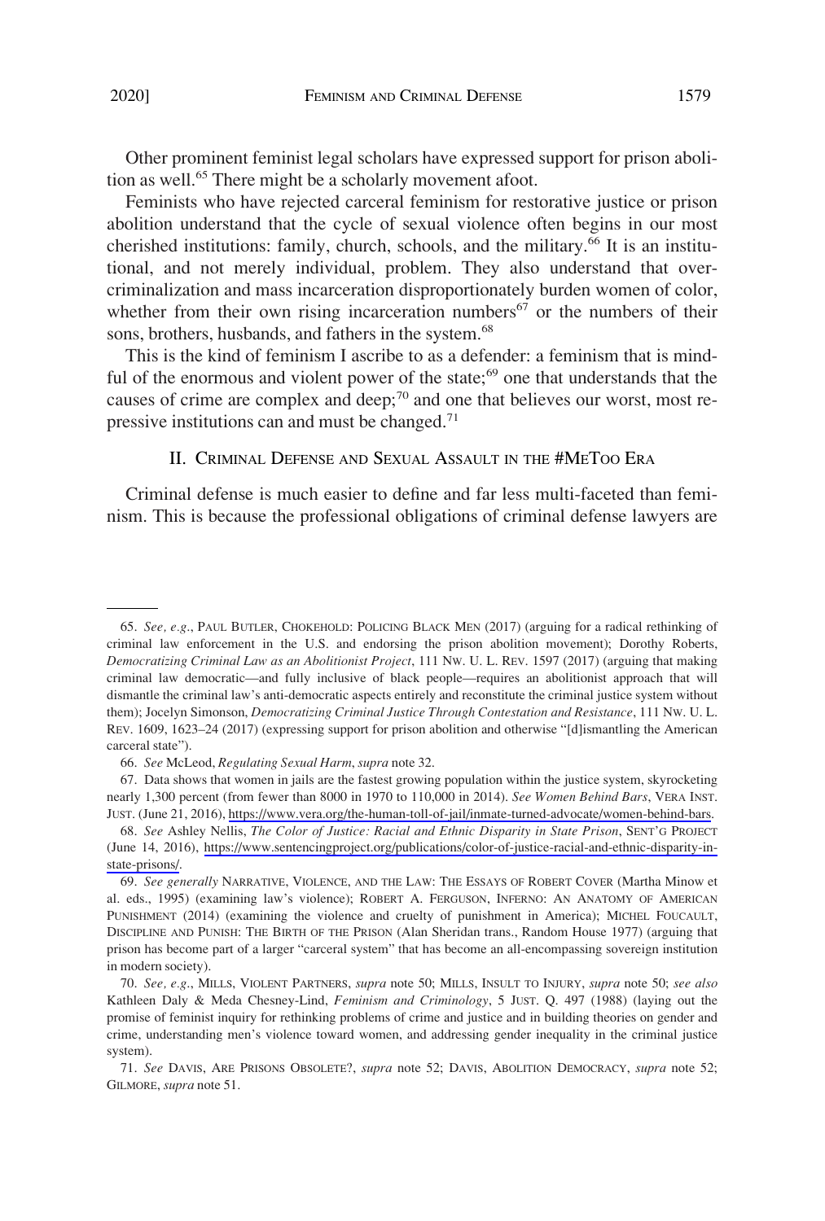Other prominent feminist legal scholars have expressed support for prison abolition as well.[65] There might be a scholarly movement afoot.

Feminists who have rejected carceral feminism for restorative justice or prison abolition understand that the cycle of sexual violence often begins in our most cherished institutions: family, church, schools, and the military.[66] It is an institutional, and not merely individual, problem. They also understand that over-criminalization and mass incarceration disproportionately burden women of color, whether from their own rising incarceration numbers[67] or the numbers of their sons, brothers, husbands, and fathers in the system.[68]

This is the kind of feminism I ascribe to as a defender: a feminism that is mindful of the enormous and violent power of the state;[69] one that understands that the causes of crime are complex and deep;[70] and one that believes our worst, most repressive institutions can and must be changed.[71]

## II. Criminal Defense and Sexual Assault in the #MeToo Era

Criminal defense is much easier to define and far less multi-faceted than feminism. This is because the professional obligations of criminal defense lawyers are

---

65. *See, e.g.*, Paul Butler, Chokehold: Policing Black Men (2017) (arguing for a radical rethinking of criminal law enforcement in the U.S. and endorsing the prison abolition movement); Dorothy Roberts, *Democratizing Criminal Law as an Abolitionist Project*, 111 Nw. U. L. Rev. 1597 (2017) (arguing that making criminal law democratic—and fully inclusive of black people—requires an abolitionist approach that will dismantle the criminal law's anti-democratic aspects entirely and reconstitute the criminal justice system without them); Jocelyn Simonson, *Democratizing Criminal Justice Through Contestation and Resistance*, 111 Nw. U. L. Rev. 1609, 1623–24 (2017) (expressing support for prison abolition and otherwise "[d]ismantling the American carceral state").

66. *See* McLeod, *Regulating Sexual Harm*, *supra* note 32.

67. Data shows that women in jails are the fastest growing population within the justice system, skyrocketing nearly 1,300 percent (from fewer than 8000 in 1970 to 110,000 in 2014). *See Women Behind Bars*, Vera Inst. Just. (June 21, 2016), https://www.vera.org/the-human-toll-of-jail/inmate-turned-advocate/women-behind-bars.

68. *See* Ashley Nellis, *The Color of Justice: Racial and Ethnic Disparity in State Prison*, Sent'g Project (June 14, 2016), https://www.sentencingproject.org/publications/color-of-justice-racial-and-ethnic-disparity-in-state-prisons/.

69. *See generally* Narrative, Violence, and the Law: The Essays of Robert Cover (Martha Minow et al. eds., 1995) (examining law's violence); Robert A. Ferguson, Inferno: An Anatomy of American Punishment (2014) (examining the violence and cruelty of punishment in America); Michel Foucault, Discipline and Punish: The Birth of the Prison (Alan Sheridan trans., Random House 1977) (arguing that prison has become part of a larger "carceral system" that has become an all-encompassing sovereign institution in modern society).

70. *See, e.g.*, Mills, Violent Partners, *supra* note 50; Mills, Insult to Injury, *supra* note 50; *see also* Kathleen Daly & Meda Chesney-Lind, *Feminism and Criminology*, 5 Just. Q. 497 (1988) (laying out the promise of feminist inquiry for rethinking problems of crime and justice and in building theories on gender and crime, understanding men's violence toward women, and addressing gender inequality in the criminal justice system).

71. *See* Davis, Are Prisons Obsolete?, *supra* note 52; Davis, Abolition Democracy, *supra* note 52; Gilmore, *supra* note 51.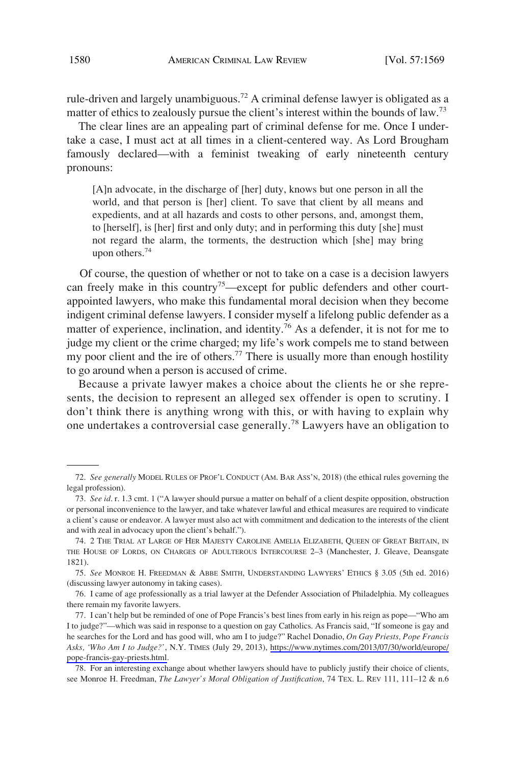rule-driven and largely unambiguous.[72] A criminal defense lawyer is obligated as a matter of ethics to zealously pursue the client's interest within the bounds of law.[73]

The clear lines are an appealing part of criminal defense for me. Once I undertake a case, I must act at all times in a client-centered way. As Lord Brougham famously declared—with a feminist tweaking of early nineteenth century pronouns:

> [A]n advocate, in the discharge of [her] duty, knows but one person in all the world, and that person is [her] client. To save that client by all means and expedients, and at all hazards and costs to other persons, and, amongst them, to [herself], is [her] first and only duty; and in performing this duty [she] must not regard the alarm, the torments, the destruction which [she] may bring upon others.[74]

Of course, the question of whether or not to take on a case is a decision lawyers can freely make in this country[75]—except for public defenders and other court-appointed lawyers, who make this fundamental moral decision when they become indigent criminal defense lawyers. I consider myself a lifelong public defender as a matter of experience, inclination, and identity.[76] As a defender, it is not for me to judge my client or the crime charged; my life's work compels me to stand between my poor client and the ire of others.[77] There is usually more than enough hostility to go around when a person is accused of crime.

Because a private lawyer makes a choice about the clients he or she represents, the decision to represent an alleged sex offender is open to scrutiny. I don't think there is anything wrong with this, or with having to explain why one undertakes a controversial case generally.[78] Lawyers have an obligation to

---

72. *See generally* MODEL RULES OF PROF'L CONDUCT (AM. BAR ASS'N, 2018) (the ethical rules governing the legal profession).

73. *See id.* r. 1.3 cmt. 1 ("A lawyer should pursue a matter on behalf of a client despite opposition, obstruction or personal inconvenience to the lawyer, and take whatever lawful and ethical measures are required to vindicate a client's cause or endeavor. A lawyer must also act with commitment and dedication to the interests of the client and with zeal in advocacy upon the client's behalf.").

74. 2 THE TRIAL AT LARGE OF HER MAJESTY CAROLINE AMELIA ELIZABETH, QUEEN OF GREAT BRITAIN, IN THE HOUSE OF LORDS, ON CHARGES OF ADULTEROUS INTERCOURSE 2–3 (Manchester, J. Gleave, Deansgate 1821).

75. *See* MONROE H. FREEDMAN & ABBE SMITH, UNDERSTANDING LAWYERS' ETHICS § 3.05 (5th ed. 2016) (discussing lawyer autonomy in taking cases).

76. I came of age professionally as a trial lawyer at the Defender Association of Philadelphia. My colleagues there remain my favorite lawyers.

77. I can't help but be reminded of one of Pope Francis's best lines from early in his reign as pope—"Who am I to judge?"—which was said in response to a question on gay Catholics. As Francis said, "If someone is gay and he searches for the Lord and has good will, who am I to judge?" Rachel Donadio, *On Gay Priests, Pope Francis Asks, 'Who Am I to Judge?'*, N.Y. TIMES (July 29, 2013), https://www.nytimes.com/2013/07/30/world/europe/pope-francis-gay-priests.html.

78. For an interesting exchange about whether lawyers should have to publicly justify their choice of clients, see Monroe H. Freedman, *The Lawyer's Moral Obligation of Justification*, 74 TEX. L. REV 111, 111–12 & n.6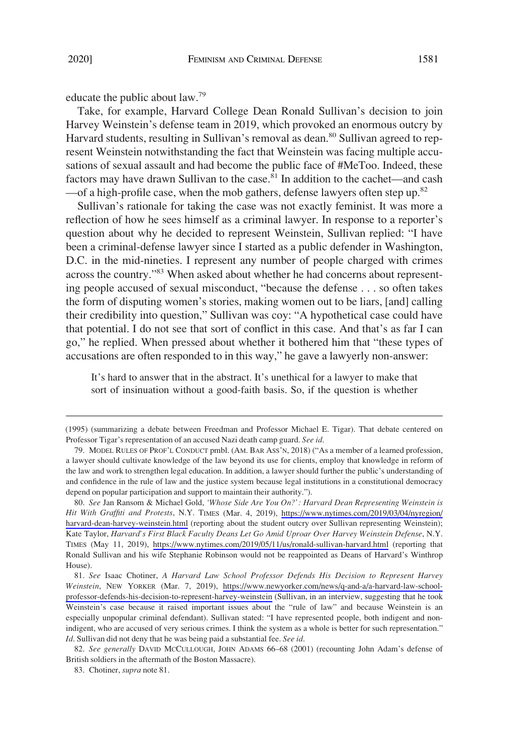educate the public about law.[79]

Take, for example, Harvard College Dean Ronald Sullivan's decision to join Harvey Weinstein's defense team in 2019, which provoked an enormous outcry by Harvard students, resulting in Sullivan's removal as dean.[80] Sullivan agreed to represent Weinstein notwithstanding the fact that Weinstein was facing multiple accusations of sexual assault and had become the public face of #MeToo. Indeed, these factors may have drawn Sullivan to the case.[81] In addition to the cachet—and cash —of a high-profile case, when the mob gathers, defense lawyers often step up.[82]

Sullivan's rationale for taking the case was not exactly feminist. It was more a reflection of how he sees himself as a criminal lawyer. In response to a reporter's question about why he decided to represent Weinstein, Sullivan replied: "I have been a criminal-defense lawyer since I started as a public defender in Washington, D.C. in the mid-nineties. I represent any number of people charged with crimes across the country."[83] When asked about whether he had concerns about representing people accused of sexual misconduct, "because the defense . . . so often takes the form of disputing women's stories, making women out to be liars, [and] calling their credibility into question," Sullivan was coy: "A hypothetical case could have that potential. I do not see that sort of conflict in this case. And that's as far I can go," he replied. When pressed about whether it bothered him that "these types of accusations are often responded to in this way," he gave a lawyerly non-answer:

> It's hard to answer that in the abstract. It's unethical for a lawyer to make that sort of insinuation without a good-faith basis. So, if the question is whether

---

(1995) (summarizing a debate between Freedman and Professor Michael E. Tigar). That debate centered on Professor Tigar's representation of an accused Nazi death camp guard. *See id*.

79. MODEL RULES OF PROF'L CONDUCT pmbl. (AM. BAR ASS'N, 2018) ("As a member of a learned profession, a lawyer should cultivate knowledge of the law beyond its use for clients, employ that knowledge in reform of the law and work to strengthen legal education. In addition, a lawyer should further the public's understanding of and confidence in the rule of law and the justice system because legal institutions in a constitutional democracy depend on popular participation and support to maintain their authority.").

80. *See* Jan Ransom & Michael Gold, *'Whose Side Are You On?': Harvard Dean Representing Weinstein is Hit With Graffiti and Protests*, N.Y. TIMES (Mar. 4, 2019), https://www.nytimes.com/2019/03/04/nyregion/harvard-dean-harvey-weinstein.html (reporting about the student outcry over Sullivan representing Weinstein); Kate Taylor, *Harvard's First Black Faculty Deans Let Go Amid Uproar Over Harvey Weinstein Defense*, N.Y. TIMES (May 11, 2019), https://www.nytimes.com/2019/05/11/us/ronald-sullivan-harvard.html (reporting that Ronald Sullivan and his wife Stephanie Robinson would not be reappointed as Deans of Harvard's Winthrop House).

81. *See* Isaac Chotiner, *A Harvard Law School Professor Defends His Decision to Represent Harvey Weinstein*, NEW YORKER (Mar. 7, 2019), https://www.newyorker.com/news/q-and-a/a-harvard-law-school-professor-defends-his-decision-to-represent-harvey-weinstein (Sullivan, in an interview, suggesting that he took Weinstein's case because it raised important issues about the "rule of law" and because Weinstein is an especially unpopular criminal defendant). Sullivan stated: "I have represented people, both indigent and non-indigent, who are accused of very serious crimes. I think the system as a whole is better for such representation." *Id*. Sullivan did not deny that he was being paid a substantial fee. *See id*.

82. *See generally* DAVID MCCULLOUGH, JOHN ADAMS 66–68 (2001) (recounting John Adam's defense of British soldiers in the aftermath of the Boston Massacre).

83. Chotiner, *supra* note 81.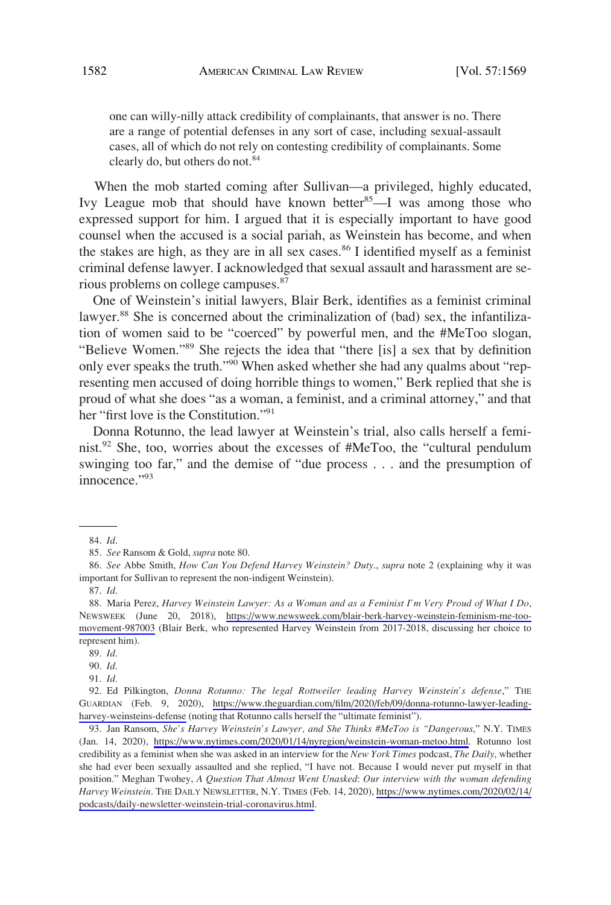one can willy-nilly attack credibility of complainants, that answer is no. There are a range of potential defenses in any sort of case, including sexual-assault cases, all of which do not rely on contesting credibility of complainants. Some clearly do, but others do not.[84]

When the mob started coming after Sullivan—a privileged, highly educated, Ivy League mob that should have known better[85]—I was among those who expressed support for him. I argued that it is especially important to have good counsel when the accused is a social pariah, as Weinstein has become, and when the stakes are high, as they are in all sex cases.[86] I identified myself as a feminist criminal defense lawyer. I acknowledged that sexual assault and harassment are serious problems on college campuses.[87]

One of Weinstein's initial lawyers, Blair Berk, identifies as a feminist criminal lawyer.[88] She is concerned about the criminalization of (bad) sex, the infantilization of women said to be "coerced" by powerful men, and the #MeToo slogan, "Believe Women."[89] She rejects the idea that "there [is] a sex that by definition only ever speaks the truth."[90] When asked whether she had any qualms about "representing men accused of doing horrible things to women," Berk replied that she is proud of what she does "as a woman, a feminist, and a criminal attorney," and that her "first love is the Constitution."[91]

Donna Rotunno, the lead lawyer at Weinstein's trial, also calls herself a feminist.[92] She, too, worries about the excesses of #MeToo, the "cultural pendulum swinging too far," and the demise of "due process . . . and the presumption of innocence."[93]

---

84. *Id*.

85. *See* Ransom & Gold, *supra* note 80.

86. *See* Abbe Smith, *How Can You Defend Harvey Weinstein? Duty*., *supra* note 2 (explaining why it was important for Sullivan to represent the non-indigent Weinstein).

87. *Id*.

88. Maria Perez, *Harvey Weinstein Lawyer: As a Woman and as a Feminist I'm Very Proud of What I Do*, NEWSWEEK (June 20, 2018), https://www.newsweek.com/blair-berk-harvey-weinstein-feminism-me-too-movement-987003 (Blair Berk, who represented Harvey Weinstein from 2017-2018, discussing her choice to represent him).

89. *Id*.

90. *Id*.

91. *Id.*

92. Ed Pilkington, *Donna Rotunno: The legal Rottweiler leading Harvey Weinstein's defense*," THE GUARDIAN (Feb. 9, 2020), https://www.theguardian.com/film/2020/feb/09/donna-rotunno-lawyer-leading-harvey-weinsteins-defense (noting that Rotunno calls herself the "ultimate feminist").

93. Jan Ransom, *She's Harvey Weinstein's Lawyer, and She Thinks #MeToo is "Dangerous*," N.Y. TIMES (Jan. 14, 2020), https://www.nytimes.com/2020/01/14/nyregion/weinstein-woman-metoo.html. Rotunno lost credibility as a feminist when she was asked in an interview for the *New York Times* podcast, *The Daily*, whether she had ever been sexually assaulted and she replied, "I have not. Because I would never put myself in that position." Meghan Twohey, *A Question That Almost Went Unasked*: *Our interview with the woman defending Harvey Weinstein*. THE DAILY NEWSLETTER, N.Y. TIMES (Feb. 14, 2020), https://www.nytimes.com/2020/02/14/podcasts/daily-newsletter-weinstein-trial-coronavirus.html.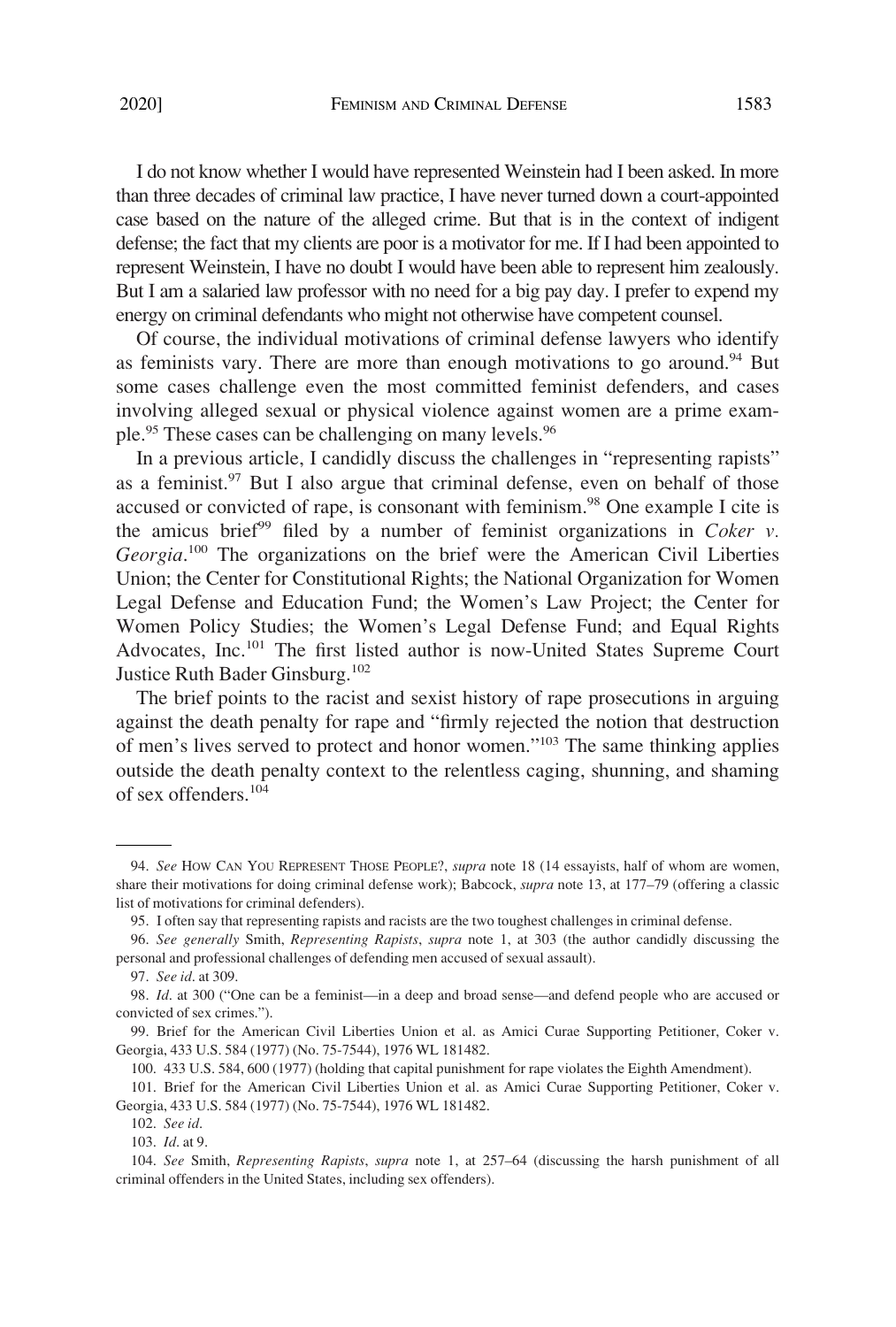I do not know whether I would have represented Weinstein had I been asked. In more than three decades of criminal law practice, I have never turned down a court-appointed case based on the nature of the alleged crime. But that is in the context of indigent defense; the fact that my clients are poor is a motivator for me. If I had been appointed to represent Weinstein, I have no doubt I would have been able to represent him zealously. But I am a salaried law professor with no need for a big pay day. I prefer to expend my energy on criminal defendants who might not otherwise have competent counsel.

Of course, the individual motivations of criminal defense lawyers who identify as feminists vary. There are more than enough motivations to go around.[94] But some cases challenge even the most committed feminist defenders, and cases involving alleged sexual or physical violence against women are a prime example.[95] These cases can be challenging on many levels.[96]

In a previous article, I candidly discuss the challenges in "representing rapists" as a feminist.[97] But I also argue that criminal defense, even on behalf of those accused or convicted of rape, is consonant with feminism.[98] One example I cite is the amicus brief[99] filed by a number of feminist organizations in *Coker v. Georgia*.[100] The organizations on the brief were the American Civil Liberties Union; the Center for Constitutional Rights; the National Organization for Women Legal Defense and Education Fund; the Women's Law Project; the Center for Women Policy Studies; the Women's Legal Defense Fund; and Equal Rights Advocates, Inc.[101] The first listed author is now-United States Supreme Court Justice Ruth Bader Ginsburg.[102]

The brief points to the racist and sexist history of rape prosecutions in arguing against the death penalty for rape and "firmly rejected the notion that destruction of men's lives served to protect and honor women."[103] The same thinking applies outside the death penalty context to the relentless caging, shunning, and shaming of sex offenders.[104]

---

94. *See* HOW CAN YOU REPRESENT THOSE PEOPLE?, *supra* note 18 (14 essayists, half of whom are women, share their motivations for doing criminal defense work); Babcock, *supra* note 13, at 177–79 (offering a classic list of motivations for criminal defenders).

95. I often say that representing rapists and racists are the two toughest challenges in criminal defense.

96. *See generally* Smith, *Representing Rapists*, *supra* note 1, at 303 (the author candidly discussing the personal and professional challenges of defending men accused of sexual assault).

97. *See id*. at 309.

98. *Id*. at 300 ("One can be a feminist—in a deep and broad sense—and defend people who are accused or convicted of sex crimes.").

99. Brief for the American Civil Liberties Union et al. as Amici Curae Supporting Petitioner, Coker v. Georgia, 433 U.S. 584 (1977) (No. 75-7544), 1976 WL 181482.

100. 433 U.S. 584, 600 (1977) (holding that capital punishment for rape violates the Eighth Amendment).

101. Brief for the American Civil Liberties Union et al. as Amici Curae Supporting Petitioner, Coker v. Georgia, 433 U.S. 584 (1977) (No. 75-7544), 1976 WL 181482.

102. *See id.*

103. *Id*. at 9.

104. *See* Smith, *Representing Rapists*, *supra* note 1, at 257–64 (discussing the harsh punishment of all criminal offenders in the United States, including sex offenders).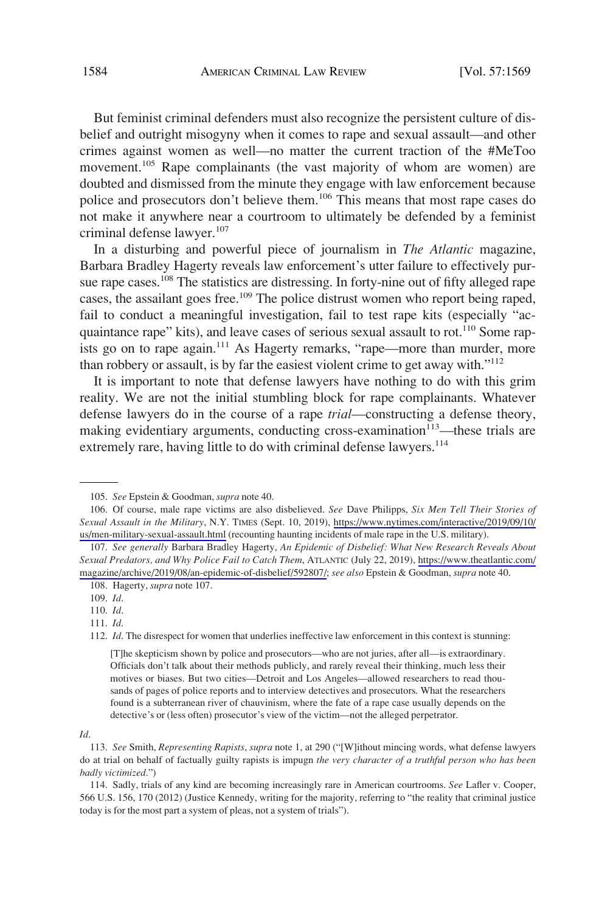But feminist criminal defenders must also recognize the persistent culture of disbelief and outright misogyny when it comes to rape and sexual assault—and other crimes against women as well—no matter the current traction of the #MeToo movement.[105] Rape complainants (the vast majority of whom are women) are doubted and dismissed from the minute they engage with law enforcement because police and prosecutors don't believe them.[106] This means that most rape cases do not make it anywhere near a courtroom to ultimately be defended by a feminist criminal defense lawyer.[107]

In a disturbing and powerful piece of journalism in *The Atlantic* magazine, Barbara Bradley Hagerty reveals law enforcement's utter failure to effectively pursue rape cases.[108] The statistics are distressing. In forty-nine out of fifty alleged rape cases, the assailant goes free.[109] The police distrust women who report being raped, fail to conduct a meaningful investigation, fail to test rape kits (especially "acquaintance rape" kits), and leave cases of serious sexual assault to rot.[110] Some rapists go on to rape again.[111] As Hagerty remarks, "rape—more than murder, more than robbery or assault, is by far the easiest violent crime to get away with."[112]

It is important to note that defense lawyers have nothing to do with this grim reality. We are not the initial stumbling block for rape complainants. Whatever defense lawyers do in the course of a rape *trial*—constructing a defense theory, making evidentiary arguments, conducting cross-examination[113]—these trials are extremely rare, having little to do with criminal defense lawyers.[114]

---

105. *See* Epstein & Goodman, *supra* note 40.

106. Of course, male rape victims are also disbelieved. *See* Dave Philipps, *Six Men Tell Their Stories of Sexual Assault in the Military*, N.Y. TIMES (Sept. 10, 2019), https://www.nytimes.com/interactive/2019/09/10/us/men-military-sexual-assault.html (recounting haunting incidents of male rape in the U.S. military).

107. *See generally* Barbara Bradley Hagerty, *An Epidemic of Disbelief: What New Research Reveals About Sexual Predators, and Why Police Fail to Catch Them*, ATLANTIC (July 22, 2019), https://www.theatlantic.com/magazine/archive/2019/08/an-epidemic-of-disbelief/592807/; *see also* Epstein & Goodman, *supra* note 40.

108. Hagerty, *supra* note 107.

109. *Id*.

110. *Id*.

111. *Id*.

112. *Id*. The disrespect for women that underlies ineffective law enforcement in this context is stunning:

> [T]he skepticism shown by police and prosecutors—who are not juries, after all—is extraordinary. Officials don't talk about their methods publicly, and rarely reveal their thinking, much less their motives or biases. But two cities—Detroit and Los Angeles—allowed researchers to read thousands of pages of police reports and to interview detectives and prosecutors. What the researchers found is a subterranean river of chauvinism, where the fate of a rape case usually depends on the detective's or (less often) prosecutor's view of the victim—not the alleged perpetrator.

*Id*.

113. *See* Smith, *Representing Rapists*, *supra* note 1, at 290 ("[W]ithout mincing words, what defense lawyers do at trial on behalf of factually guilty rapists is impugn *the very character of a truthful person who has been badly victimized*.")

114. Sadly, trials of any kind are becoming increasingly rare in American courtrooms. *See* Lafler v. Cooper, 566 U.S. 156, 170 (2012) (Justice Kennedy, writing for the majority, referring to "the reality that criminal justice today is for the most part a system of pleas, not a system of trials").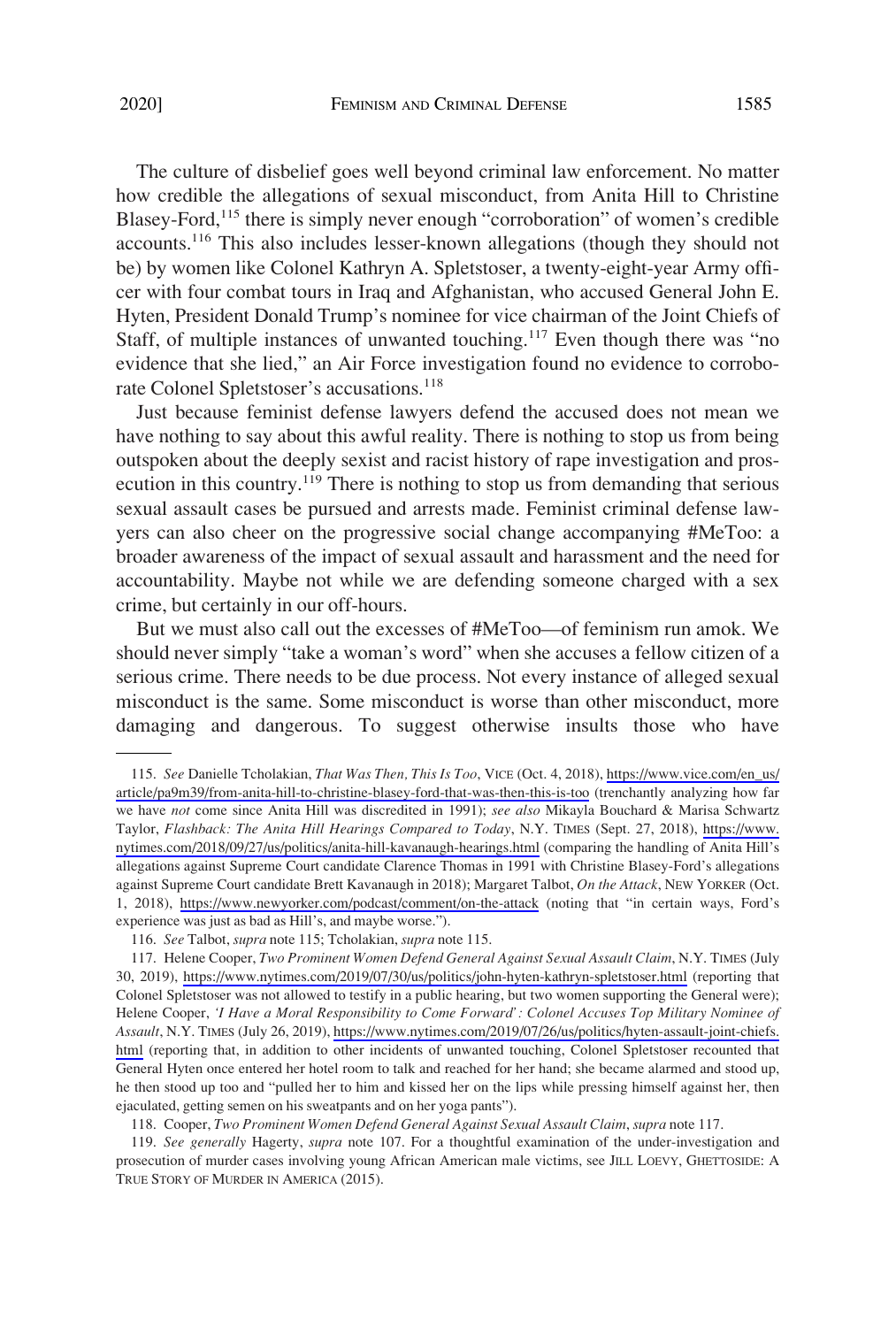The culture of disbelief goes well beyond criminal law enforcement. No matter how credible the allegations of sexual misconduct, from Anita Hill to Christine Blasey-Ford,[115] there is simply never enough "corroboration" of women's credible accounts.[116] This also includes lesser-known allegations (though they should not be) by women like Colonel Kathryn A. Spletstoser, a twenty-eight-year Army officer with four combat tours in Iraq and Afghanistan, who accused General John E. Hyten, President Donald Trump's nominee for vice chairman of the Joint Chiefs of Staff, of multiple instances of unwanted touching.[117] Even though there was "no evidence that she lied," an Air Force investigation found no evidence to corroborate Colonel Spletstoser's accusations.[118]

Just because feminist defense lawyers defend the accused does not mean we have nothing to say about this awful reality. There is nothing to stop us from being outspoken about the deeply sexist and racist history of rape investigation and prosecution in this country.[119] There is nothing to stop us from demanding that serious sexual assault cases be pursued and arrests made. Feminist criminal defense lawyers can also cheer on the progressive social change accompanying #MeToo: a broader awareness of the impact of sexual assault and harassment and the need for accountability. Maybe not while we are defending someone charged with a sex crime, but certainly in our off-hours.

But we must also call out the excesses of #MeToo—of feminism run amok. We should never simply "take a woman's word" when she accuses a fellow citizen of a serious crime. There needs to be due process. Not every instance of alleged sexual misconduct is the same. Some misconduct is worse than other misconduct, more damaging and dangerous. To suggest otherwise insults those who have

---

115. *See* Danielle Tcholakian, *That Was Then, This Is Too*, VICE (Oct. 4, 2018), https://www.vice.com/en_us/article/pa9m39/from-anita-hill-to-christine-blasey-ford-that-was-then-this-is-too (trenchantly analyzing how far we have *not* come since Anita Hill was discredited in 1991); *see also* Mikayla Bouchard & Marisa Schwartz Taylor, *Flashback: The Anita Hill Hearings Compared to Today*, N.Y. TIMES (Sept. 27, 2018), https://www.nytimes.com/2018/09/27/us/politics/anita-hill-kavanaugh-hearings.html (comparing the handling of Anita Hill's allegations against Supreme Court candidate Clarence Thomas in 1991 with Christine Blasey-Ford's allegations against Supreme Court candidate Brett Kavanaugh in 2018); Margaret Talbot, *On the Attack*, NEW YORKER (Oct. 1, 2018), https://www.newyorker.com/podcast/comment/on-the-attack (noting that "in certain ways, Ford's experience was just as bad as Hill's, and maybe worse.").

116. *See* Talbot, *supra* note 115; Tcholakian, *supra* note 115.

117. Helene Cooper, *Two Prominent Women Defend General Against Sexual Assault Claim*, N.Y. TIMES (July 30, 2019), https://www.nytimes.com/2019/07/30/us/politics/john-hyten-kathryn-spletstoser.html (reporting that Colonel Spletstoser was not allowed to testify in a public hearing, but two women supporting the General were); Helene Cooper, *'I Have a Moral Responsibility to Come Forward': Colonel Accuses Top Military Nominee of Assault*, N.Y. TIMES (July 26, 2019), https://www.nytimes.com/2019/07/26/us/politics/hyten-assault-joint-chiefs.html (reporting that, in addition to other incidents of unwanted touching, Colonel Spletstoser recounted that General Hyten once entered her hotel room to talk and reached for her hand; she became alarmed and stood up, he then stood up too and "pulled her to him and kissed her on the lips while pressing himself against her, then ejaculated, getting semen on his sweatpants and on her yoga pants").

118. Cooper, *Two Prominent Women Defend General Against Sexual Assault Claim*, *supra* note 117.

119. *See generally* Hagerty, *supra* note 107. For a thoughtful examination of the under-investigation and prosecution of murder cases involving young African American male victims, see JILL LEOVY, GHETTOSIDE: A TRUE STORY OF MURDER IN AMERICA (2015).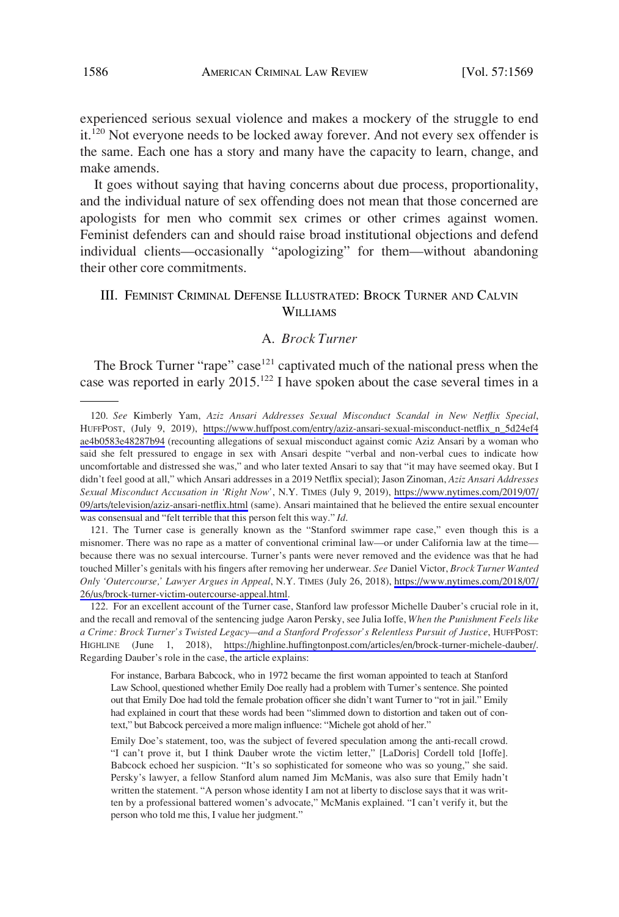experienced serious sexual violence and makes a mockery of the struggle to end it.[120] Not everyone needs to be locked away forever. And not every sex offender is the same. Each one has a story and many have the capacity to learn, change, and make amends.

It goes without saying that having concerns about due process, proportionality, and the individual nature of sex offending does not mean that those concerned are apologists for men who commit sex crimes or other crimes against women. Feminist defenders can and should raise broad institutional objections and defend individual clients—occasionally "apologizing" for them—without abandoning their other core commitments.

## III. Feminist Criminal Defense Illustrated: Brock Turner and Calvin Williams

### A. *Brock Turner*

The Brock Turner "rape" case[121] captivated much of the national press when the case was reported in early 2015.[122] I have spoken about the case several times in a

---

120. *See* Kimberly Yam, *Aziz Ansari Addresses Sexual Misconduct Scandal in New Netflix Special*, HuffPost, (July 9, 2019), https://www.huffpost.com/entry/aziz-ansari-sexual-misconduct-netflix_n_5d24ef4ae4b0583e48287b94 (recounting allegations of sexual misconduct against comic Aziz Ansari by a woman who said she felt pressured to engage in sex with Ansari despite "verbal and non-verbal cues to indicate how uncomfortable and distressed she was," and who later texted Ansari to say that "it may have seemed okay. But I didn't feel good at all," which Ansari addresses in a 2019 Netflix special); Jason Zinoman, *Aziz Ansari Addresses Sexual Misconduct Accusation in 'Right Now'*, N.Y. Times (July 9, 2019), https://www.nytimes.com/2019/07/09/arts/television/aziz-ansari-netflix.html (same). Ansari maintained that he believed the entire sexual encounter was consensual and "felt terrible that this person felt this way." *Id*.

121. The Turner case is generally known as the "Stanford swimmer rape case," even though this is a misnomer. There was no rape as a matter of conventional criminal law—or under California law at the time—because there was no sexual intercourse. Turner's pants were never removed and the evidence was that he had touched Miller's genitals with his fingers after removing her underwear. *See* Daniel Victor, *Brock Turner Wanted Only 'Outercourse,' Lawyer Argues in Appeal*, N.Y. Times (July 26, 2018), https://www.nytimes.com/2018/07/26/us/brock-turner-victim-outercourse-appeal.html.

122. For an excellent account of the Turner case, Stanford law professor Michelle Dauber's crucial role in it, and the recall and removal of the sentencing judge Aaron Persky, see Julia Ioffe, *When the Punishment Feels like a Crime: Brock Turner's Twisted Legacy—and a Stanford Professor's Relentless Pursuit of Justice*, HuffPost: Highline (June 1, 2018), https://highline.huffingtonpost.com/articles/en/brock-turner-michele-dauber/. Regarding Dauber's role in the case, the article explains:

> For instance, Barbara Babcock, who in 1972 became the first woman appointed to teach at Stanford Law School, questioned whether Emily Doe really had a problem with Turner's sentence. She pointed out that Emily Doe had told the female probation officer she didn't want Turner to "rot in jail." Emily had explained in court that these words had been "slimmed down to distortion and taken out of context," but Babcock perceived a more malign influence: "Michele got ahold of her."
>
> Emily Doe's statement, too, was the subject of fevered speculation among the anti-recall crowd. "I can't prove it, but I think Dauber wrote the victim letter," [LaDoris] Cordell told [Ioffe]. Babcock echoed her suspicion. "It's so sophisticated for someone who was so young," she said. Persky's lawyer, a fellow Stanford alum named Jim McManis, was also sure that Emily hadn't written the statement. "A person whose identity I am not at liberty to disclose says that it was written by a professional battered women's advocate," McManis explained. "I can't verify it, but the person who told me this, I value her judgment."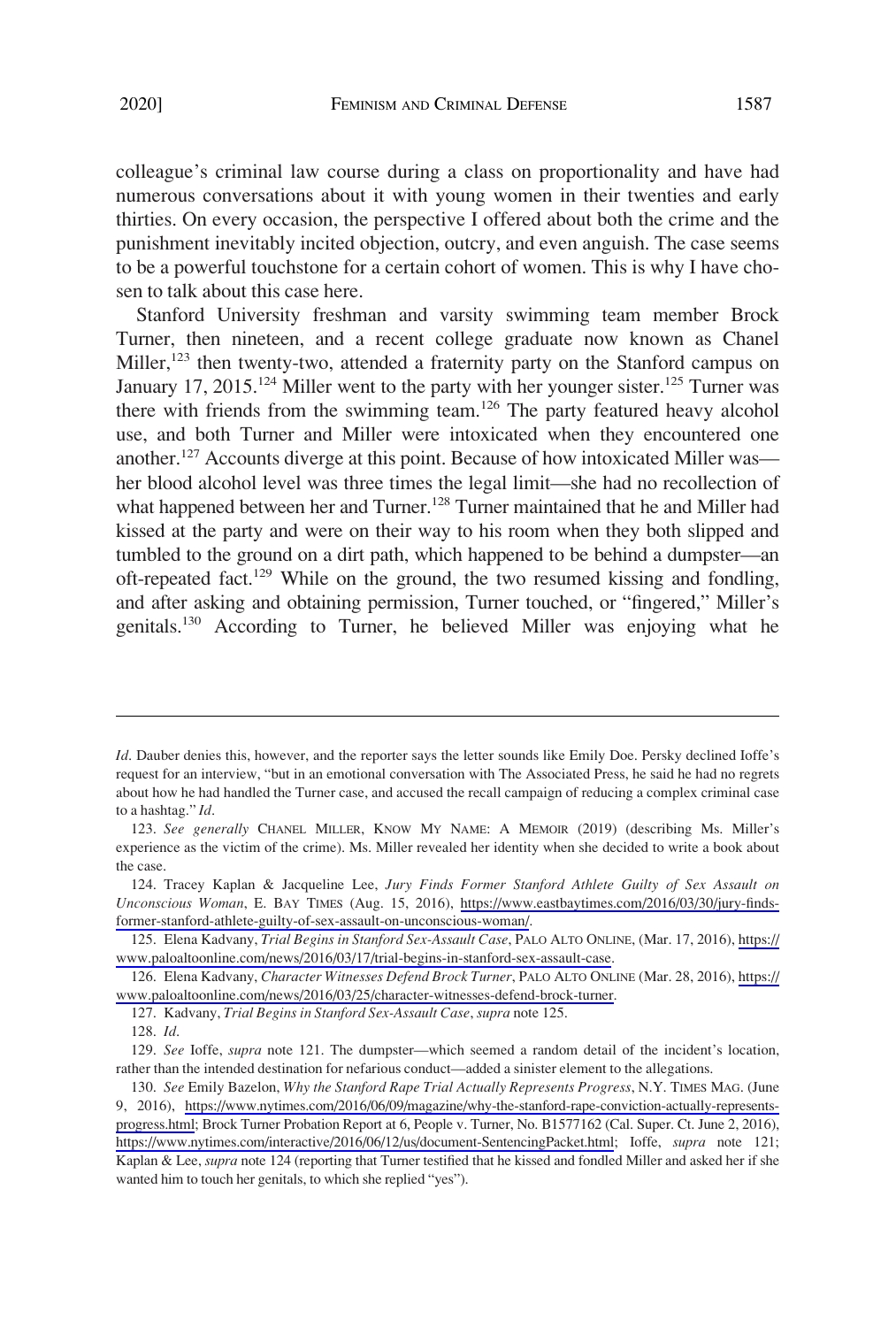colleague's criminal law course during a class on proportionality and have had numerous conversations about it with young women in their twenties and early thirties. On every occasion, the perspective I offered about both the crime and the punishment inevitably incited objection, outcry, and even anguish. The case seems to be a powerful touchstone for a certain cohort of women. This is why I have chosen to talk about this case here.

Stanford University freshman and varsity swimming team member Brock Turner, then nineteen, and a recent college graduate now known as Chanel Miller,[123] then twenty-two, attended a fraternity party on the Stanford campus on January 17, 2015.[124] Miller went to the party with her younger sister.[125] Turner was there with friends from the swimming team.[126] The party featured heavy alcohol use, and both Turner and Miller were intoxicated when they encountered one another.[127] Accounts diverge at this point. Because of how intoxicated Miller was—her blood alcohol level was three times the legal limit—she had no recollection of what happened between her and Turner.[128] Turner maintained that he and Miller had kissed at the party and were on their way to his room when they both slipped and tumbled to the ground on a dirt path, which happened to be behind a dumpster—an oft-repeated fact.[129] While on the ground, the two resumed kissing and fondling, and after asking and obtaining permission, Turner touched, or "fingered," Miller's genitals.[130] According to Turner, he believed Miller was enjoying what he

---

*Id*. Dauber denies this, however, and the reporter says the letter sounds like Emily Doe. Persky declined Ioffe's request for an interview, "but in an emotional conversation with The Associated Press, he said he had no regrets about how he had handled the Turner case, and accused the recall campaign of reducing a complex criminal case to a hashtag." *Id*.

123. *See generally* CHANEL MILLER, KNOW MY NAME: A MEMOIR (2019) (describing Ms. Miller's experience as the victim of the crime). Ms. Miller revealed her identity when she decided to write a book about the case.

124. Tracey Kaplan & Jacqueline Lee, *Jury Finds Former Stanford Athlete Guilty of Sex Assault on Unconscious Woman*, E. BAY TIMES (Aug. 15, 2016), https://www.eastbaytimes.com/2016/03/30/jury-finds-former-stanford-athlete-guilty-of-sex-assault-on-unconscious-woman/.

125. Elena Kadvany, *Trial Begins in Stanford Sex-Assault Case*, PALO ALTO ONLINE, (Mar. 17, 2016), https://www.paloaltoonline.com/news/2016/03/17/trial-begins-in-stanford-sex-assault-case.

126. Elena Kadvany, *Character Witnesses Defend Brock Turner*, PALO ALTO ONLINE (Mar. 28, 2016), https://www.paloaltoonline.com/news/2016/03/25/character-witnesses-defend-brock-turner.

127. Kadvany, *Trial Begins in Stanford Sex-Assault Case*, *supra* note 125.

128. *Id*.

129. *See* Ioffe, *supra* note 121. The dumpster—which seemed a random detail of the incident's location, rather than the intended destination for nefarious conduct—added a sinister element to the allegations.

130. *See* Emily Bazelon, *Why the Stanford Rape Trial Actually Represents Progress*, N.Y. TIMES MAG. (June 9, 2016), https://www.nytimes.com/2016/06/09/magazine/why-the-stanford-rape-conviction-actually-represents-progress.html; Brock Turner Probation Report at 6, People v. Turner, No. B1577162 (Cal. Super. Ct. June 2, 2016), https://www.nytimes.com/interactive/2016/06/12/us/document-SentencingPacket.html; Ioffe, *supra* note 121; Kaplan & Lee, *supra* note 124 (reporting that Turner testified that he kissed and fondled Miller and asked her if she wanted him to touch her genitals, to which she replied "yes").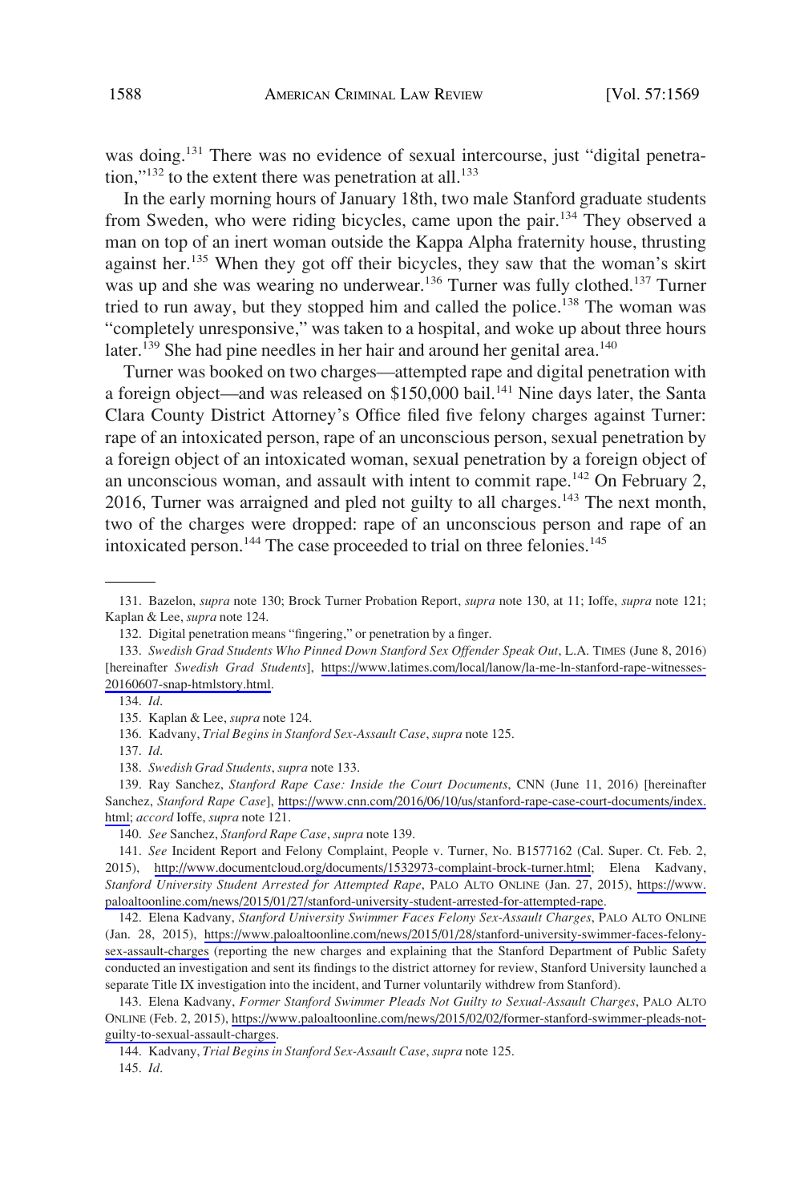was doing.[131] There was no evidence of sexual intercourse, just "digital penetration,"[132] to the extent there was penetration at all.[133]

In the early morning hours of January 18th, two male Stanford graduate students from Sweden, who were riding bicycles, came upon the pair.[134] They observed a man on top of an inert woman outside the Kappa Alpha fraternity house, thrusting against her.[135] When they got off their bicycles, they saw that the woman's skirt was up and she was wearing no underwear.[136] Turner was fully clothed.[137] Turner tried to run away, but they stopped him and called the police.[138] The woman was "completely unresponsive," was taken to a hospital, and woke up about three hours later.[139] She had pine needles in her hair and around her genital area.[140]

Turner was booked on two charges—attempted rape and digital penetration with a foreign object—and was released on $150,000 bail.[141] Nine days later, the Santa Clara County District Attorney's Office filed five felony charges against Turner: rape of an intoxicated person, rape of an unconscious person, sexual penetration by a foreign object of an intoxicated woman, sexual penetration by a foreign object of an unconscious woman, and assault with intent to commit rape.[142] On February 2, 2016, Turner was arraigned and pled not guilty to all charges.[143] The next month, two of the charges were dropped: rape of an unconscious person and rape of an intoxicated person.[144] The case proceeded to trial on three felonies.[145]

---

131. Bazelon, *supra* note 130; Brock Turner Probation Report, *supra* note 130, at 11; Ioffe, *supra* note 121; Kaplan & Lee, *supra* note 124.

132. Digital penetration means "fingering," or penetration by a finger.

133. *Swedish Grad Students Who Pinned Down Stanford Sex Offender Speak Out*, L.A. TIMES (June 8, 2016) [hereinafter *Swedish Grad Students*], https://www.latimes.com/local/lanow/la-me-ln-stanford-rape-witnesses-20160607-snap-htmlstory.html.

134. *Id.*

135. Kaplan & Lee, *supra* note 124.

136. Kadvany, *Trial Begins in Stanford Sex-Assault Case*, *supra* note 125.

137. *Id.*

138. *Swedish Grad Students*, *supra* note 133.

139. Ray Sanchez, *Stanford Rape Case: Inside the Court Documents*, CNN (June 11, 2016) [hereinafter Sanchez, *Stanford Rape Case*], https://www.cnn.com/2016/06/10/us/stanford-rape-case-court-documents/index.html; *accord* Ioffe, *supra* note 121.

140. *See* Sanchez, *Stanford Rape Case*, *supra* note 139.

141. *See* Incident Report and Felony Complaint, People v. Turner, No. B1577162 (Cal. Super. Ct. Feb. 2, 2015), http://www.documentcloud.org/documents/1532973-complaint-brock-turner.html; Elena Kadvany, *Stanford University Student Arrested for Attempted Rape*, PALO ALTO ONLINE (Jan. 27, 2015), https://www.paloaltoonline.com/news/2015/01/27/stanford-university-student-arrested-for-attempted-rape.

142. Elena Kadvany, *Stanford University Swimmer Faces Felony Sex-Assault Charges*, PALO ALTO ONLINE (Jan. 28, 2015), https://www.paloaltoonline.com/news/2015/01/28/stanford-university-swimmer-faces-felony-sex-assault-charges (reporting the new charges and explaining that the Stanford Department of Public Safety conducted an investigation and sent its findings to the district attorney for review, Stanford University launched a separate Title IX investigation into the incident, and Turner voluntarily withdrew from Stanford).

143. Elena Kadvany, *Former Stanford Swimmer Pleads Not Guilty to Sexual-Assault Charges*, PALO ALTO ONLINE (Feb. 2, 2015), https://www.paloaltoonline.com/news/2015/02/02/former-stanford-swimmer-pleads-not-guilty-to-sexual-assault-charges.

144. Kadvany, *Trial Begins in Stanford Sex-Assault Case*, *supra* note 125.

145. *Id.*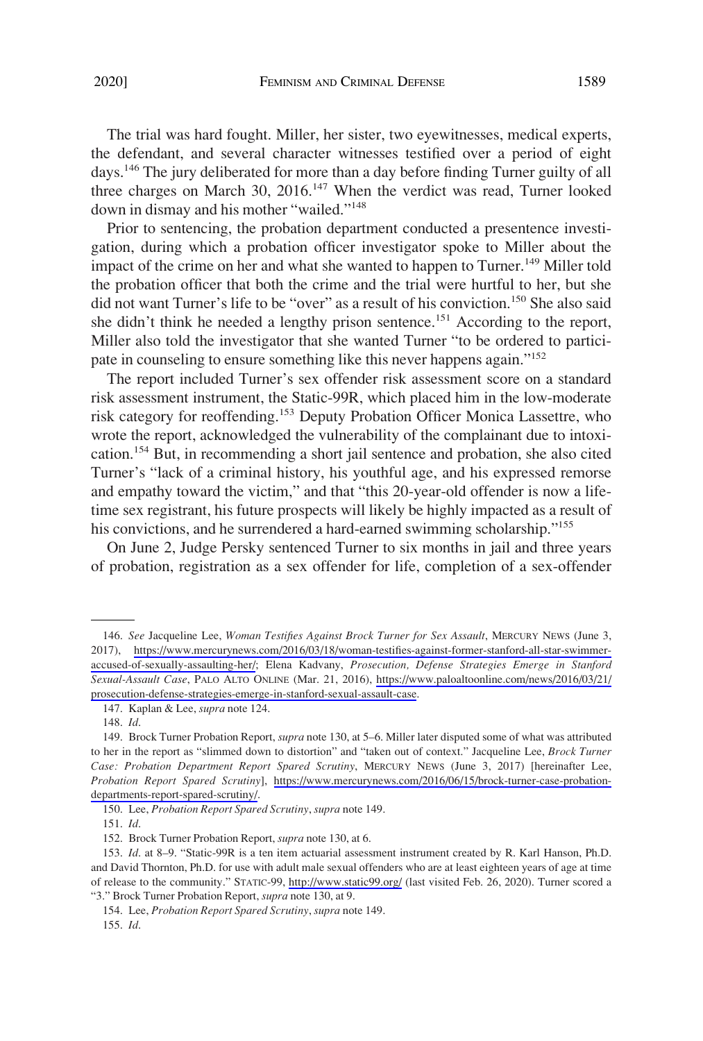The trial was hard fought. Miller, her sister, two eyewitnesses, medical experts, the defendant, and several character witnesses testified over a period of eight days.[146] The jury deliberated for more than a day before finding Turner guilty of all three charges on March 30, 2016.[147] When the verdict was read, Turner looked down in dismay and his mother "wailed."[148]

Prior to sentencing, the probation department conducted a presentence investigation, during which a probation officer investigator spoke to Miller about the impact of the crime on her and what she wanted to happen to Turner.[149] Miller told the probation officer that both the crime and the trial were hurtful to her, but she did not want Turner's life to be "over" as a result of his conviction.[150] She also said she didn't think he needed a lengthy prison sentence.[151] According to the report, Miller also told the investigator that she wanted Turner "to be ordered to participate in counseling to ensure something like this never happens again."[152]

The report included Turner's sex offender risk assessment score on a standard risk assessment instrument, the Static-99R, which placed him in the low-moderate risk category for reoffending.[153] Deputy Probation Officer Monica Lassettre, who wrote the report, acknowledged the vulnerability of the complainant due to intoxication.[154] But, in recommending a short jail sentence and probation, she also cited Turner's "lack of a criminal history, his youthful age, and his expressed remorse and empathy toward the victim," and that "this 20-year-old offender is now a lifetime sex registrant, his future prospects will likely be highly impacted as a result of his convictions, and he surrendered a hard-earned swimming scholarship."[155]

On June 2, Judge Persky sentenced Turner to six months in jail and three years of probation, registration as a sex offender for life, completion of a sex-offender

---

146. *See* Jacqueline Lee, *Woman Testifies Against Brock Turner for Sex Assault*, MERCURY NEWS (June 3, 2017), https://www.mercurynews.com/2016/03/18/woman-testifies-against-former-stanford-all-star-swimmer-accused-of-sexually-assaulting-her/; Elena Kadvany, *Prosecution, Defense Strategies Emerge in Stanford Sexual-Assault Case*, PALO ALTO ONLINE (Mar. 21, 2016), https://www.paloaltoonline.com/news/2016/03/21/prosecution-defense-strategies-emerge-in-stanford-sexual-assault-case.

147. Kaplan & Lee, *supra* note 124.

148. *Id.*

149. Brock Turner Probation Report, *supra* note 130, at 5–6. Miller later disputed some of what was attributed to her in the report as "slimmed down to distortion" and "taken out of context." Jacqueline Lee, *Brock Turner Case: Probation Department Report Spared Scrutiny*, MERCURY NEWS (June 3, 2017) [hereinafter Lee, *Probation Report Spared Scrutiny*], https://www.mercurynews.com/2016/06/15/brock-turner-case-probation-departments-report-spared-scrutiny/.

150. Lee, *Probation Report Spared Scrutiny*, *supra* note 149.

151. *Id.*

152. Brock Turner Probation Report, *supra* note 130, at 6.

153. *Id.* at 8–9. "Static-99R is a ten item actuarial assessment instrument created by R. Karl Hanson, Ph.D. and David Thornton, Ph.D. for use with adult male sexual offenders who are at least eighteen years of age at time of release to the community." STATIC-99, http://www.static99.org/ (last visited Feb. 26, 2020). Turner scored a "3." Brock Turner Probation Report, *supra* note 130, at 9.

154. Lee, *Probation Report Spared Scrutiny*, *supra* note 149.

155. *Id.*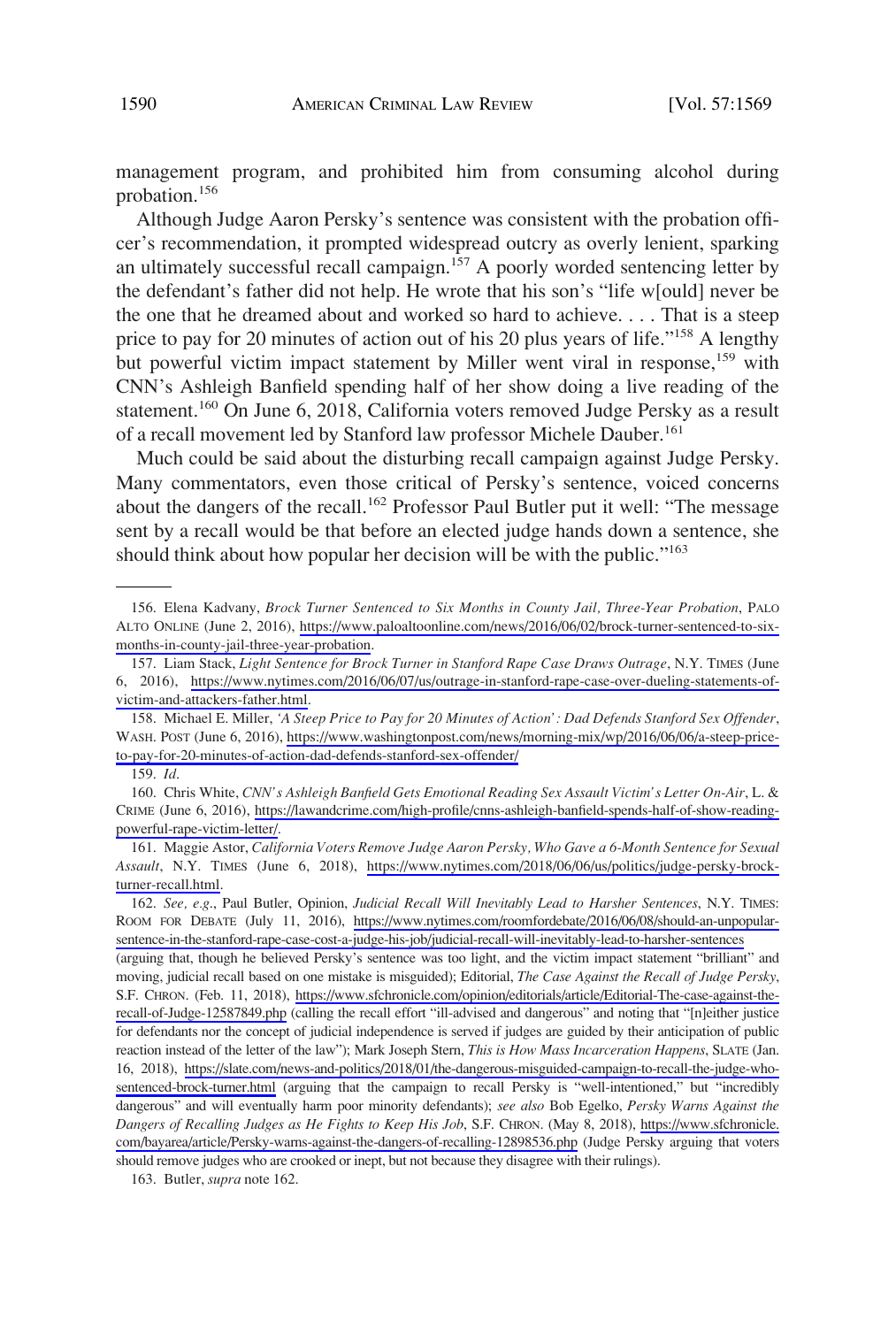management program, and prohibited him from consuming alcohol during probation.[156]

Although Judge Aaron Persky's sentence was consistent with the probation officer's recommendation, it prompted widespread outcry as overly lenient, sparking an ultimately successful recall campaign.[157] A poorly worded sentencing letter by the defendant's father did not help. He wrote that his son's "life w[ould] never be the one that he dreamed about and worked so hard to achieve. . . . That is a steep price to pay for 20 minutes of action out of his 20 plus years of life."[158] A lengthy but powerful victim impact statement by Miller went viral in response,[159] with CNN's Ashleigh Banfield spending half of her show doing a live reading of the statement.[160] On June 6, 2018, California voters removed Judge Persky as a result of a recall movement led by Stanford law professor Michele Dauber.[161]

Much could be said about the disturbing recall campaign against Judge Persky. Many commentators, even those critical of Persky's sentence, voiced concerns about the dangers of the recall.[162] Professor Paul Butler put it well: "The message sent by a recall would be that before an elected judge hands down a sentence, she should think about how popular her decision will be with the public."[163]

---

156. Elena Kadvany, *Brock Turner Sentenced to Six Months in County Jail, Three-Year Probation*, PALO ALTO ONLINE (June 2, 2016), https://www.paloaltoonline.com/news/2016/06/02/brock-turner-sentenced-to-six-months-in-county-jail-three-year-probation.

157. Liam Stack, *Light Sentence for Brock Turner in Stanford Rape Case Draws Outrage*, N.Y. TIMES (June 6, 2016), https://www.nytimes.com/2016/06/07/us/outrage-in-stanford-rape-case-over-dueling-statements-of-victim-and-attackers-father.html.

158. Michael E. Miller, *'A Steep Price to Pay for 20 Minutes of Action': Dad Defends Stanford Sex Offender*, WASH. POST (June 6, 2016), https://www.washingtonpost.com/news/morning-mix/wp/2016/06/06/a-steep-price-to-pay-for-20-minutes-of-action-dad-defends-stanford-sex-offender/

159. *Id.*

160. Chris White, *CNN's Ashleigh Banfield Gets Emotional Reading Sex Assault Victim's Letter On-Air*, L. & CRIME (June 6, 2016), https://lawandcrime.com/high-profile/cnns-ashleigh-banfield-spends-half-of-show-reading-powerful-rape-victim-letter/.

161. Maggie Astor, *California Voters Remove Judge Aaron Persky, Who Gave a 6-Month Sentence for Sexual Assault*, N.Y. TIMES (June 6, 2018), https://www.nytimes.com/2018/06/06/us/politics/judge-persky-brock-turner-recall.html.

162. *See, e.g.*, Paul Butler, Opinion, *Judicial Recall Will Inevitably Lead to Harsher Sentences*, N.Y. TIMES: ROOM FOR DEBATE (July 11, 2016), https://www.nytimes.com/roomfordebate/2016/06/08/should-an-unpopular-sentence-in-the-stanford-rape-case-cost-a-judge-his-job/judicial-recall-will-inevitably-lead-to-harsher-sentences (arguing that, though he believed Persky's sentence was too light, and the victim impact statement "brilliant" and moving, judicial recall based on one mistake is misguided); Editorial, *The Case Against the Recall of Judge Persky*, S.F. CHRON. (Feb. 11, 2018), https://www.sfchronicle.com/opinion/editorials/article/Editorial-The-case-against-the-recall-of-Judge-12587849.php (calling the recall effort "ill-advised and dangerous" and noting that "[n]either justice for defendants nor the concept of judicial independence is served if judges are guided by their anticipation of public reaction instead of the letter of the law"); Mark Joseph Stern, *This is How Mass Incarceration Happens*, SLATE (Jan. 16, 2018), https://slate.com/news-and-politics/2018/01/the-dangerous-misguided-campaign-to-recall-the-judge-who-sentenced-brock-turner.html (arguing that the campaign to recall Persky is "well-intentioned," but "incredibly dangerous" and will eventually harm poor minority defendants); *see also* Bob Egelko, *Persky Warns Against the Dangers of Recalling Judges as He Fights to Keep His Job*, S.F. CHRON. (May 8, 2018), https://www.sfchronicle.com/bayarea/article/Persky-warns-against-the-dangers-of-recalling-12898536.php (Judge Persky arguing that voters should remove judges who are crooked or inept, but not because they disagree with their rulings).

163. Butler, *supra* note 162.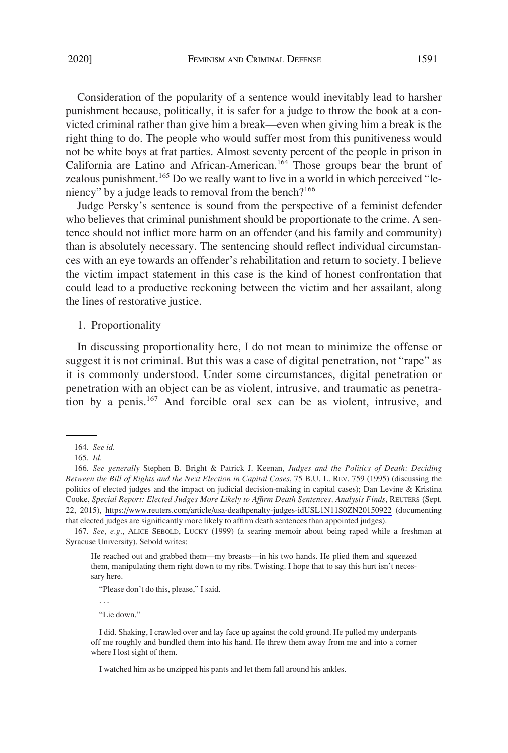Consideration of the popularity of a sentence would inevitably lead to harsher punishment because, politically, it is safer for a judge to throw the book at a convicted criminal rather than give him a break—even when giving him a break is the right thing to do. The people who would suffer most from this punitiveness would not be white boys at frat parties. Almost seventy percent of the people in prison in California are Latino and African-American.[164] Those groups bear the brunt of zealous punishment.[165] Do we really want to live in a world in which perceived "leniency" by a judge leads to removal from the bench?[166]

Judge Persky's sentence is sound from the perspective of a feminist defender who believes that criminal punishment should be proportionate to the crime. A sentence should not inflict more harm on an offender (and his family and community) than is absolutely necessary. The sentencing should reflect individual circumstances with an eye towards an offender's rehabilitation and return to society. I believe the victim impact statement in this case is the kind of honest confrontation that could lead to a productive reckoning between the victim and her assailant, along the lines of restorative justice.

1. Proportionality

In discussing proportionality here, I do not mean to minimize the offense or suggest it is not criminal. But this was a case of digital penetration, not "rape" as it is commonly understood. Under some circumstances, digital penetration or penetration with an object can be as violent, intrusive, and traumatic as penetration by a penis.[167] And forcible oral sex can be as violent, intrusive, and

---

164. *See id.*

165. *Id.*

166. *See generally* Stephen B. Bright & Patrick J. Keenan, *Judges and the Politics of Death: Deciding Between the Bill of Rights and the Next Election in Capital Cases*, 75 B.U. L. REV. 759 (1995) (discussing the politics of elected judges and the impact on judicial decision-making in capital cases); Dan Levine & Kristina Cooke, *Special Report: Elected Judges More Likely to Affirm Death Sentences, Analysis Finds*, REUTERS (Sept. 22, 2015), https://www.reuters.com/article/usa-deathpenalty-judges-idUSL1N11S0ZN20150922 (documenting that elected judges are significantly more likely to affirm death sentences than appointed judges).

167. *See, e.g.*, ALICE SEBOLD, LUCKY (1999) (a searing memoir about being raped while a freshman at Syracuse University). Sebold writes:

> He reached out and grabbed them—my breasts—in his two hands. He plied them and squeezed them, manipulating them right down to my ribs. Twisting. I hope that to say this hurt isn't necessary here.
>
> "Please don't do this, please," I said.
>
> . . .
>
> "Lie down."
>
> I did. Shaking, I crawled over and lay face up against the cold ground. He pulled my underpants off me roughly and bundled them into his hand. He threw them away from me and into a corner where I lost sight of them.
>
> I watched him as he unzipped his pants and let them fall around his ankles.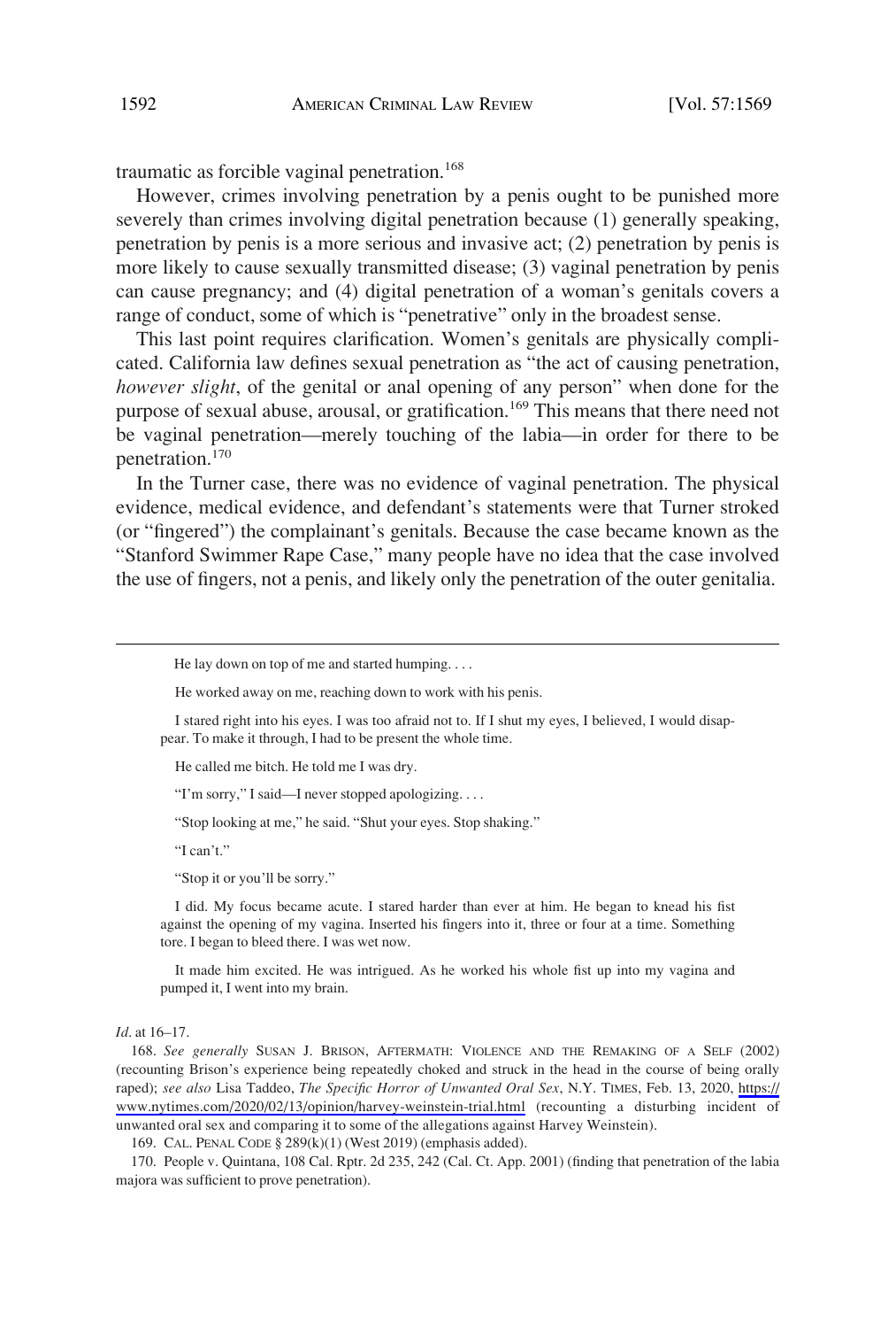traumatic as forcible vaginal penetration.[168]

However, crimes involving penetration by a penis ought to be punished more severely than crimes involving digital penetration because (1) generally speaking, penetration by penis is a more serious and invasive act; (2) penetration by penis is more likely to cause sexually transmitted disease; (3) vaginal penetration by penis can cause pregnancy; and (4) digital penetration of a woman's genitals covers a range of conduct, some of which is "penetrative" only in the broadest sense.

This last point requires clarification. Women's genitals are physically complicated. California law defines sexual penetration as "the act of causing penetration, *however slight*, of the genital or anal opening of any person" when done for the purpose of sexual abuse, arousal, or gratification.[169] This means that there need not be vaginal penetration—merely touching of the labia—in order for there to be penetration.[170]

In the Turner case, there was no evidence of vaginal penetration. The physical evidence, medical evidence, and defendant's statements were that Turner stroked (or "fingered") the complainant's genitals. Because the case became known as the "Stanford Swimmer Rape Case," many people have no idea that the case involved the use of fingers, not a penis, and likely only the penetration of the outer genitalia.

---

He lay down on top of me and started humping. . . .

He worked away on me, reaching down to work with his penis.

I stared right into his eyes. I was too afraid not to. If I shut my eyes, I believed, I would disappear. To make it through, I had to be present the whole time.

He called me bitch. He told me I was dry.

"I'm sorry," I said—I never stopped apologizing. . . .

"Stop looking at me," he said. "Shut your eyes. Stop shaking."

"I can't."

"Stop it or you'll be sorry."

I did. My focus became acute. I stared harder than ever at him. He began to knead his fist against the opening of my vagina. Inserted his fingers into it, three or four at a time. Something tore. I began to bleed there. I was wet now.

It made him excited. He was intrigued. As he worked his whole fist up into my vagina and pumped it, I went into my brain.

*Id*. at 16–17.

168. *See generally* SUSAN J. BRISON, AFTERMATH: VIOLENCE AND THE REMAKING OF A SELF (2002) (recounting Brison's experience being repeatedly choked and struck in the head in the course of being orally raped); *see also* Lisa Taddeo, *The Specific Horror of Unwanted Oral Sex*, N.Y. TIMES, Feb. 13, 2020, https://www.nytimes.com/2020/02/13/opinion/harvey-weinstein-trial.html (recounting a disturbing incident of unwanted oral sex and comparing it to some of the allegations against Harvey Weinstein).

169. CAL. PENAL CODE § 289(k)(1) (West 2019) (emphasis added).

170. People v. Quintana, 108 Cal. Rptr. 2d 235, 242 (Cal. Ct. App. 2001) (finding that penetration of the labia majora was sufficient to prove penetration).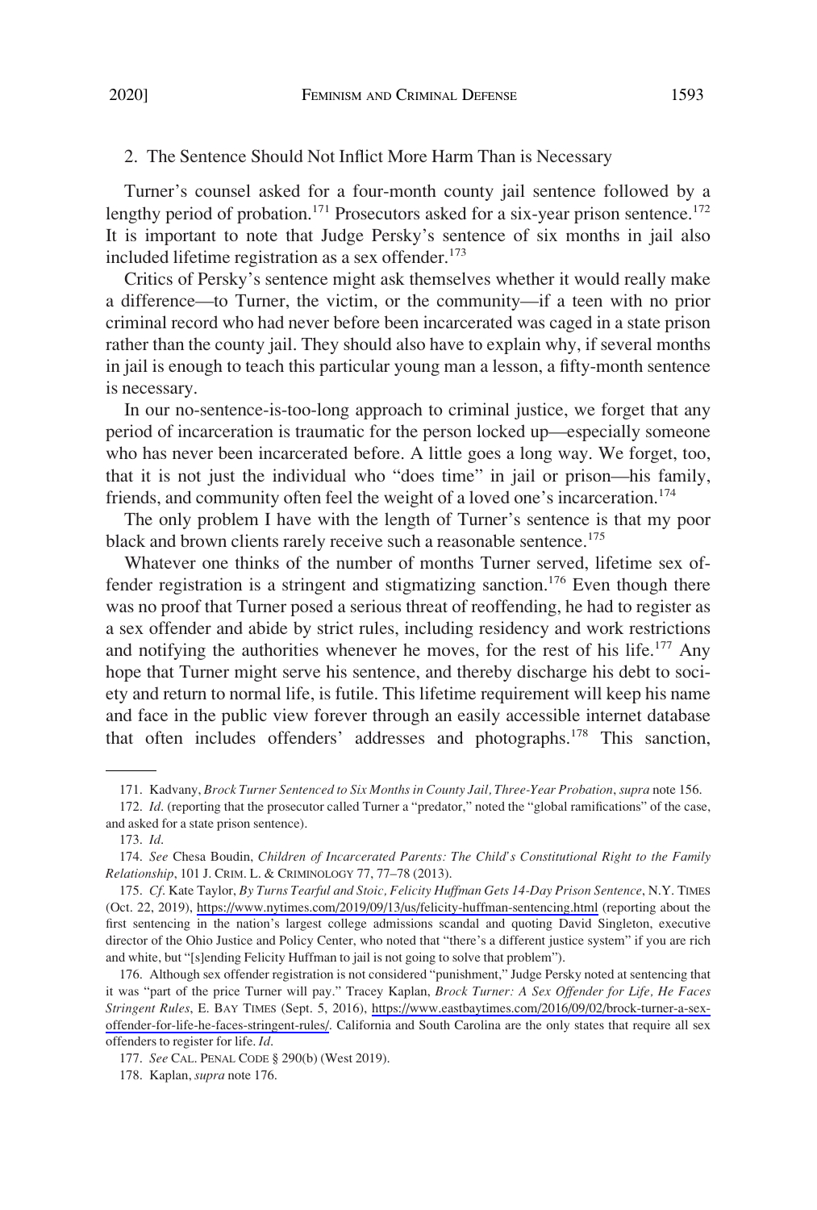### 2. The Sentence Should Not Inflict More Harm Than is Necessary

Turner's counsel asked for a four-month county jail sentence followed by a lengthy period of probation.[171] Prosecutors asked for a six-year prison sentence.[172] It is important to note that Judge Persky's sentence of six months in jail also included lifetime registration as a sex offender.[173]

Critics of Persky's sentence might ask themselves whether it would really make a difference—to Turner, the victim, or the community—if a teen with no prior criminal record who had never before been incarcerated was caged in a state prison rather than the county jail. They should also have to explain why, if several months in jail is enough to teach this particular young man a lesson, a fifty-month sentence is necessary.

In our no-sentence-is-too-long approach to criminal justice, we forget that any period of incarceration is traumatic for the person locked up—especially someone who has never been incarcerated before. A little goes a long way. We forget, too, that it is not just the individual who "does time" in jail or prison—his family, friends, and community often feel the weight of a loved one's incarceration.[174]

The only problem I have with the length of Turner's sentence is that my poor black and brown clients rarely receive such a reasonable sentence.[175]

Whatever one thinks of the number of months Turner served, lifetime sex offender registration is a stringent and stigmatizing sanction.[176] Even though there was no proof that Turner posed a serious threat of reoffending, he had to register as a sex offender and abide by strict rules, including residency and work restrictions and notifying the authorities whenever he moves, for the rest of his life.[177] Any hope that Turner might serve his sentence, and thereby discharge his debt to society and return to normal life, is futile. This lifetime requirement will keep his name and face in the public view forever through an easily accessible internet database that often includes offenders' addresses and photographs.[178] This sanction,

---

171. Kadvany, *Brock Turner Sentenced to Six Months in County Jail, Three-Year Probation*, *supra* note 156.

172. *Id.* (reporting that the prosecutor called Turner a "predator," noted the "global ramifications" of the case, and asked for a state prison sentence).

173. *Id.*

174. *See* Chesa Boudin, *Children of Incarcerated Parents: The Child's Constitutional Right to the Family Relationship*, 101 J. CRIM. L. & CRIMINOLOGY 77, 77–78 (2013).

175. *Cf.* Kate Taylor, *By Turns Tearful and Stoic, Felicity Huffman Gets 14-Day Prison Sentence*, N.Y. TIMES (Oct. 22, 2019), https://www.nytimes.com/2019/09/13/us/felicity-huffman-sentencing.html (reporting about the first sentencing in the nation's largest college admissions scandal and quoting David Singleton, executive director of the Ohio Justice and Policy Center, who noted that "there's a different justice system" if you are rich and white, but "[s]ending Felicity Huffman to jail is not going to solve that problem").

176. Although sex offender registration is not considered "punishment," Judge Persky noted at sentencing that it was "part of the price Turner will pay." Tracey Kaplan, *Brock Turner: A Sex Offender for Life, He Faces Stringent Rules*, E. BAY TIMES (Sept. 5, 2016), https://www.eastbaytimes.com/2016/09/02/brock-turner-a-sex-offender-for-life-he-faces-stringent-rules/. California and South Carolina are the only states that require all sex offenders to register for life. *Id.*

177. *See* CAL. PENAL CODE § 290(b) (West 2019).

178. Kaplan, *supra* note 176.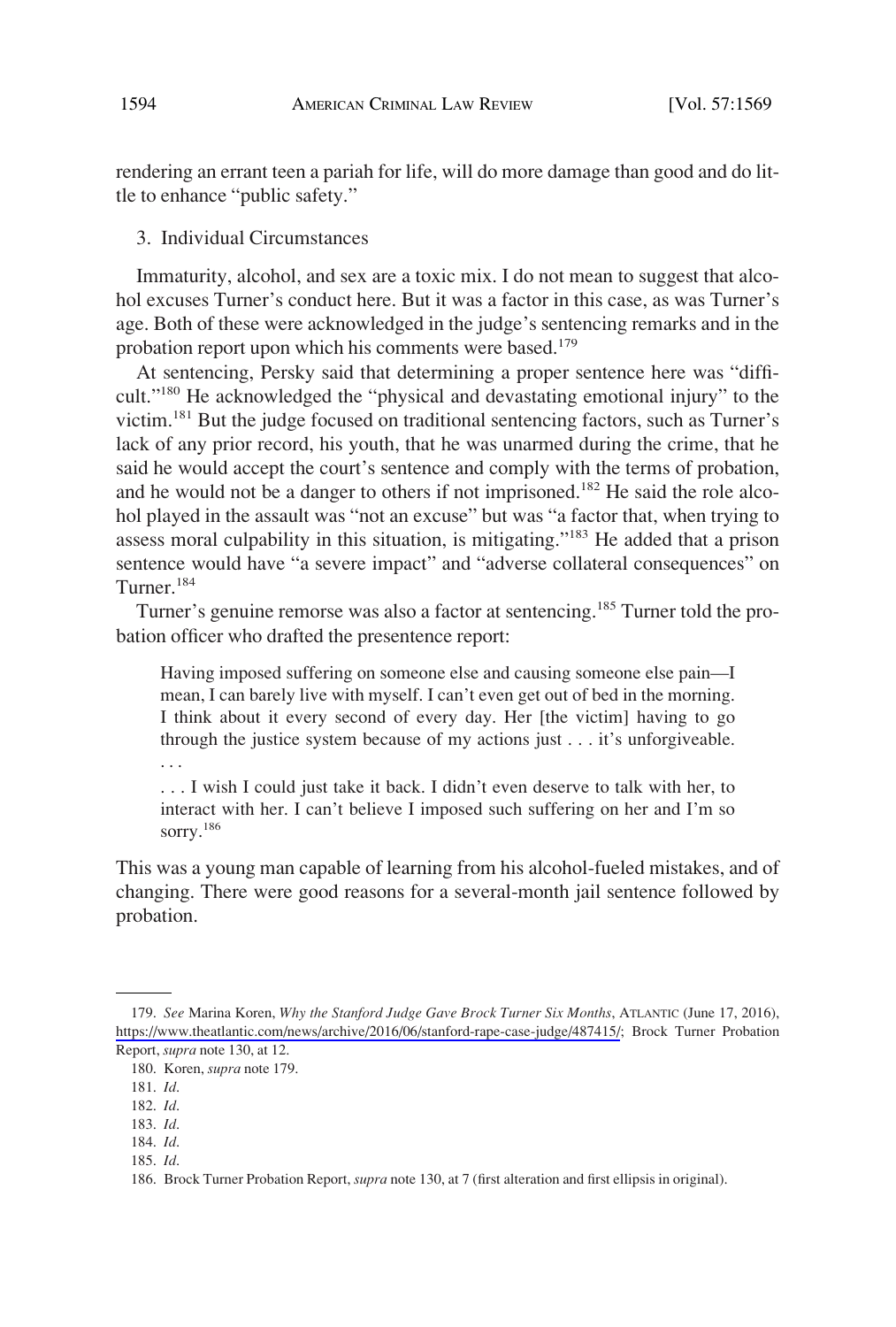rendering an errant teen a pariah for life, will do more damage than good and do little to enhance "public safety."

### 3. Individual Circumstances

Immaturity, alcohol, and sex are a toxic mix. I do not mean to suggest that alcohol excuses Turner's conduct here. But it was a factor in this case, as was Turner's age. Both of these were acknowledged in the judge's sentencing remarks and in the probation report upon which his comments were based.[179]

At sentencing, Persky said that determining a proper sentence here was "difficult."[180] He acknowledged the "physical and devastating emotional injury" to the victim.[181] But the judge focused on traditional sentencing factors, such as Turner's lack of any prior record, his youth, that he was unarmed during the crime, that he said he would accept the court's sentence and comply with the terms of probation, and he would not be a danger to others if not imprisoned.[182] He said the role alcohol played in the assault was "not an excuse" but was "a factor that, when trying to assess moral culpability in this situation, is mitigating."[183] He added that a prison sentence would have "a severe impact" and "adverse collateral consequences" on Turner.[184]

Turner's genuine remorse was also a factor at sentencing.[185] Turner told the probation officer who drafted the presentence report:

> Having imposed suffering on someone else and causing someone else pain—I mean, I can barely live with myself. I can't even get out of bed in the morning. I think about it every second of every day. Her [the victim] having to go through the justice system because of my actions just . . . it's unforgiveable.
> . . .
> . . . I wish I could just take it back. I didn't even deserve to talk with her, to interact with her. I can't believe I imposed such suffering on her and I'm so sorry.[186]

This was a young man capable of learning from his alcohol-fueled mistakes, and of changing. There were good reasons for a several-month jail sentence followed by probation.

---

179. *See* Marina Koren, *Why the Stanford Judge Gave Brock Turner Six Months*, ATLANTIC (June 17, 2016), https://www.theatlantic.com/news/archive/2016/06/stanford-rape-case-judge/487415/; Brock Turner Probation Report, *supra* note 130, at 12.

180. Koren, *supra* note 179.

181. *Id.*

182. *Id.*

183. *Id.*

184. *Id.*

185. *Id.*

186. Brock Turner Probation Report, *supra* note 130, at 7 (first alteration and first ellipsis in original).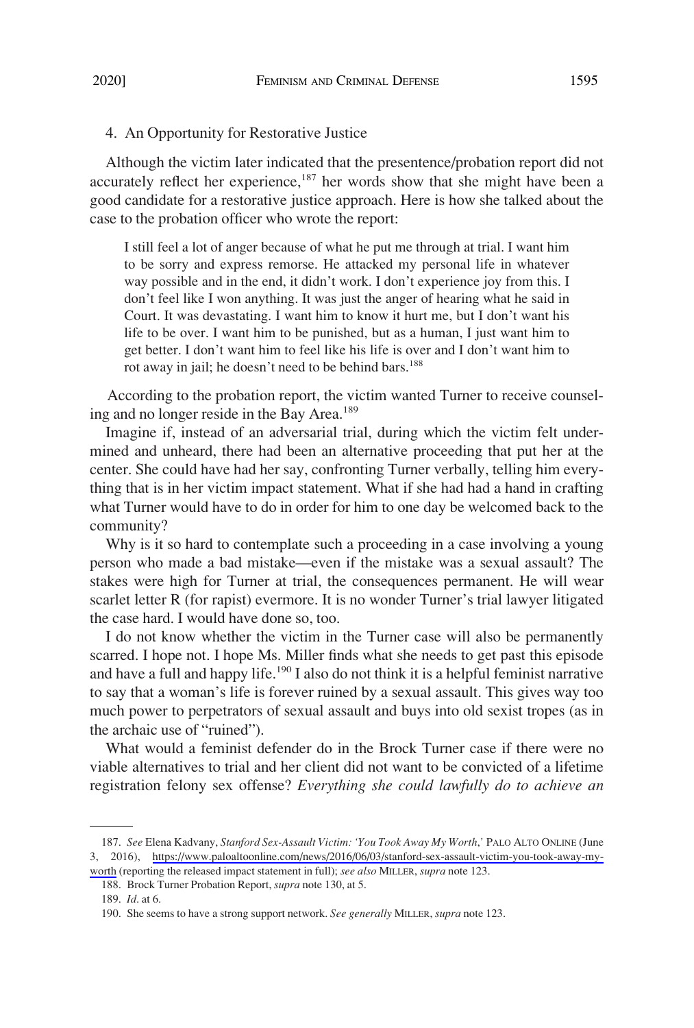### 4. An Opportunity for Restorative Justice

Although the victim later indicated that the presentence/probation report did not accurately reflect her experience,[187] her words show that she might have been a good candidate for a restorative justice approach. Here is how she talked about the case to the probation officer who wrote the report:

> I still feel a lot of anger because of what he put me through at trial. I want him to be sorry and express remorse. He attacked my personal life in whatever way possible and in the end, it didn't work. I don't experience joy from this. I don't feel like I won anything. It was just the anger of hearing what he said in Court. It was devastating. I want him to know it hurt me, but I don't want his life to be over. I want him to be punished, but as a human, I just want him to get better. I don't want him to feel like his life is over and I don't want him to rot away in jail; he doesn't need to be behind bars.[188]

According to the probation report, the victim wanted Turner to receive counseling and no longer reside in the Bay Area.[189]

Imagine if, instead of an adversarial trial, during which the victim felt undermined and unheard, there had been an alternative proceeding that put her at the center. She could have had her say, confronting Turner verbally, telling him everything that is in her victim impact statement. What if she had had a hand in crafting what Turner would have to do in order for him to one day be welcomed back to the community?

Why is it so hard to contemplate such a proceeding in a case involving a young person who made a bad mistake—even if the mistake was a sexual assault? The stakes were high for Turner at trial, the consequences permanent. He will wear scarlet letter R (for rapist) evermore. It is no wonder Turner's trial lawyer litigated the case hard. I would have done so, too.

I do not know whether the victim in the Turner case will also be permanently scarred. I hope not. I hope Ms. Miller finds what she needs to get past this episode and have a full and happy life.[190] I also do not think it is a helpful feminist narrative to say that a woman's life is forever ruined by a sexual assault. This gives way too much power to perpetrators of sexual assault and buys into old sexist tropes (as in the archaic use of "ruined").

What would a feminist defender do in the Brock Turner case if there were no viable alternatives to trial and her client did not want to be convicted of a lifetime registration felony sex offense? *Everything she could lawfully do to achieve an*

---

187. *See* Elena Kadvany, *Stanford Sex-Assault Victim: 'You Took Away My Worth*,' PALO ALTO ONLINE (June 3, 2016), https://www.paloaltoonline.com/news/2016/06/03/stanford-sex-assault-victim-you-took-away-my-worth (reporting the released impact statement in full); *see also* MILLER, *supra* note 123.

188. Brock Turner Probation Report, *supra* note 130, at 5.

189. *Id*. at 6.

190. She seems to have a strong support network. *See generally* MILLER, *supra* note 123.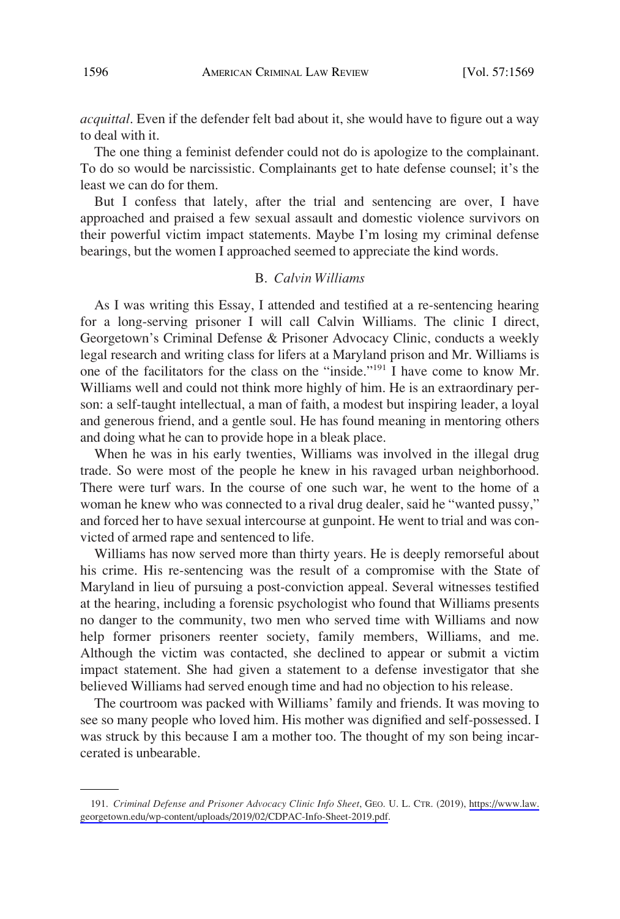*acquittal*. Even if the defender felt bad about it, she would have to figure out a way to deal with it.

The one thing a feminist defender could not do is apologize to the complainant. To do so would be narcissistic. Complainants get to hate defense counsel; it's the least we can do for them.

But I confess that lately, after the trial and sentencing are over, I have approached and praised a few sexual assault and domestic violence survivors on their powerful victim impact statements. Maybe I'm losing my criminal defense bearings, but the women I approached seemed to appreciate the kind words.

### B. *Calvin Williams*

As I was writing this Essay, I attended and testified at a re-sentencing hearing for a long-serving prisoner I will call Calvin Williams. The clinic I direct, Georgetown's Criminal Defense & Prisoner Advocacy Clinic, conducts a weekly legal research and writing class for lifers at a Maryland prison and Mr. Williams is one of the facilitators for the class on the "inside."[191] I have come to know Mr. Williams well and could not think more highly of him. He is an extraordinary person: a self-taught intellectual, a man of faith, a modest but inspiring leader, a loyal and generous friend, and a gentle soul. He has found meaning in mentoring others and doing what he can to provide hope in a bleak place.

When he was in his early twenties, Williams was involved in the illegal drug trade. So were most of the people he knew in his ravaged urban neighborhood. There were turf wars. In the course of one such war, he went to the home of a woman he knew who was connected to a rival drug dealer, said he "wanted pussy," and forced her to have sexual intercourse at gunpoint. He went to trial and was convicted of armed rape and sentenced to life.

Williams has now served more than thirty years. He is deeply remorseful about his crime. His re-sentencing was the result of a compromise with the State of Maryland in lieu of pursuing a post-conviction appeal. Several witnesses testified at the hearing, including a forensic psychologist who found that Williams presents no danger to the community, two men who served time with Williams and now help former prisoners reenter society, family members, Williams, and me. Although the victim was contacted, she declined to appear or submit a victim impact statement. She had given a statement to a defense investigator that she believed Williams had served enough time and had no objection to his release.

The courtroom was packed with Williams' family and friends. It was moving to see so many people who loved him. His mother was dignified and self-possessed. I was struck by this because I am a mother too. The thought of my son being incarcerated is unbearable.

---

191. *Criminal Defense and Prisoner Advocacy Clinic Info Sheet*, GEO. U. L. CTR. (2019), https://www.law.georgetown.edu/wp-content/uploads/2019/02/CDPAC-Info-Sheet-2019.pdf.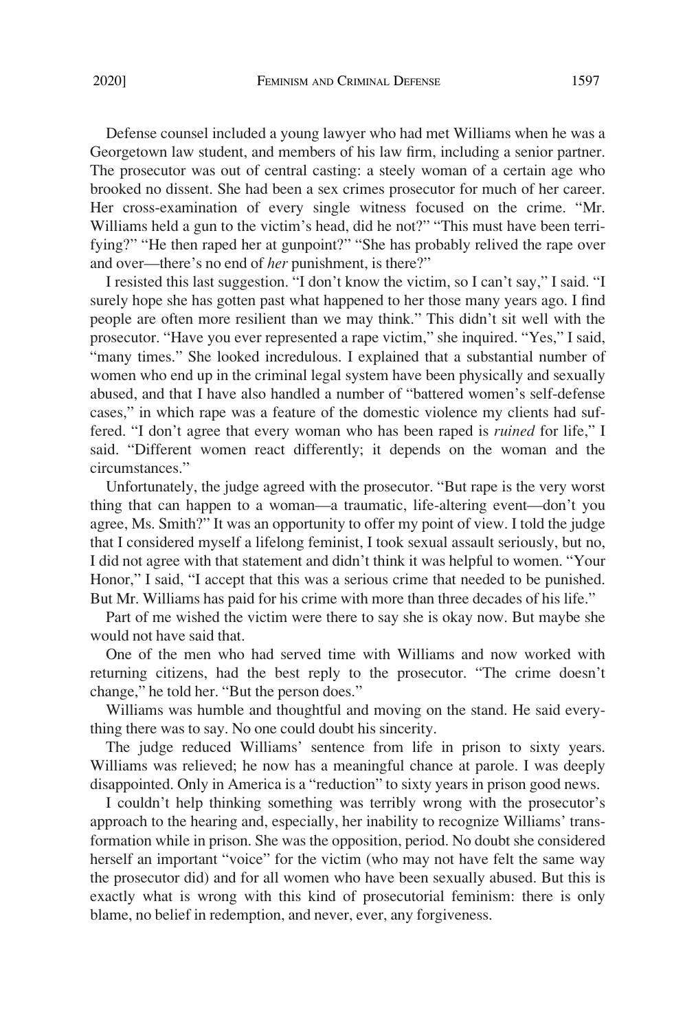Defense counsel included a young lawyer who had met Williams when he was a Georgetown law student, and members of his law firm, including a senior partner. The prosecutor was out of central casting: a steely woman of a certain age who brooked no dissent. She had been a sex crimes prosecutor for much of her career. Her cross-examination of every single witness focused on the crime. "Mr. Williams held a gun to the victim's head, did he not?" "This must have been terrifying?" "He then raped her at gunpoint?" "She has probably relived the rape over and over—there's no end of *her* punishment, is there?"

I resisted this last suggestion. "I don't know the victim, so I can't say," I said. "I surely hope she has gotten past what happened to her those many years ago. I find people are often more resilient than we may think." This didn't sit well with the prosecutor. "Have you ever represented a rape victim," she inquired. "Yes," I said, "many times." She looked incredulous. I explained that a substantial number of women who end up in the criminal legal system have been physically and sexually abused, and that I have also handled a number of "battered women's self-defense cases," in which rape was a feature of the domestic violence my clients had suffered. "I don't agree that every woman who has been raped is *ruined* for life," I said. "Different women react differently; it depends on the woman and the circumstances."

Unfortunately, the judge agreed with the prosecutor. "But rape is the very worst thing that can happen to a woman—a traumatic, life-altering event—don't you agree, Ms. Smith?" It was an opportunity to offer my point of view. I told the judge that I considered myself a lifelong feminist, I took sexual assault seriously, but no, I did not agree with that statement and didn't think it was helpful to women. "Your Honor," I said, "I accept that this was a serious crime that needed to be punished. But Mr. Williams has paid for his crime with more than three decades of his life."

Part of me wished the victim were there to say she is okay now. But maybe she would not have said that.

One of the men who had served time with Williams and now worked with returning citizens, had the best reply to the prosecutor. "The crime doesn't change," he told her. "But the person does."

Williams was humble and thoughtful and moving on the stand. He said everything there was to say. No one could doubt his sincerity.

The judge reduced Williams' sentence from life in prison to sixty years. Williams was relieved; he now has a meaningful chance at parole. I was deeply disappointed. Only in America is a "reduction" to sixty years in prison good news.

I couldn't help thinking something was terribly wrong with the prosecutor's approach to the hearing and, especially, her inability to recognize Williams' transformation while in prison. She was the opposition, period. No doubt she considered herself an important "voice" for the victim (who may not have felt the same way the prosecutor did) and for all women who have been sexually abused. But this is exactly what is wrong with this kind of prosecutorial feminism: there is only blame, no belief in redemption, and never, ever, any forgiveness.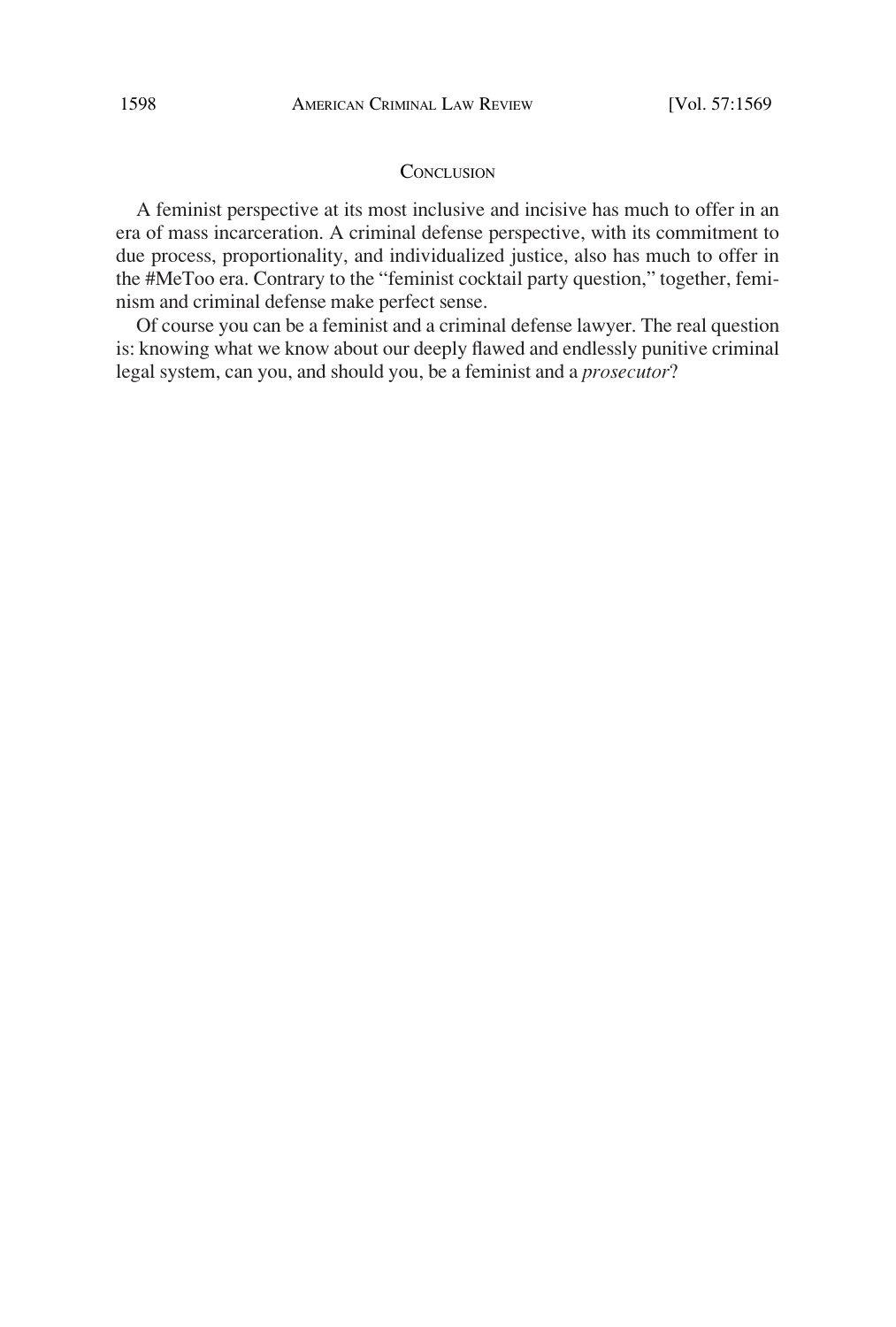## Conclusion

A feminist perspective at its most inclusive and incisive has much to offer in an era of mass incarceration. A criminal defense perspective, with its commitment to due process, proportionality, and individualized justice, also has much to offer in the #MeToo era. Contrary to the "feminist cocktail party question," together, feminism and criminal defense make perfect sense.

Of course you can be a feminist and a criminal defense lawyer. The real question is: knowing what we know about our deeply flawed and endlessly punitive criminal legal system, can you, and should you, be a feminist and a *prosecutor*?